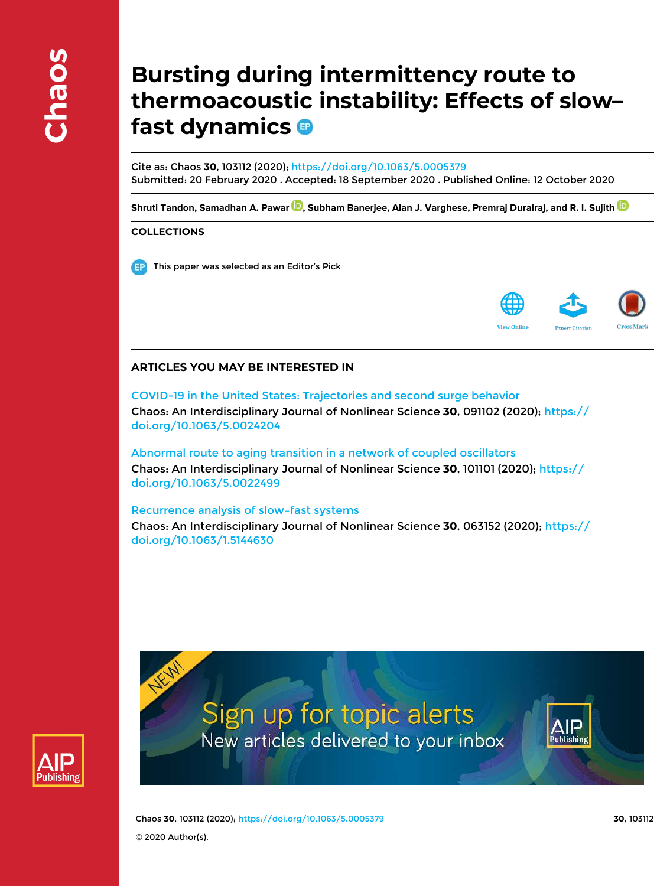# Bursting during intermittency route to thermoacoustic instability: Effects of slow–fast dynamics

Cite as: Chaos **30**, 103112 (2020); https://doi.org/10.1063/5.0005379
Submitted: 20 February 2020 . Accepted: 18 September 2020 . Published Online: 12 October 2020

**Shruti Tandon, Samadhan A. Pawar, Subham Banerjee, Alan J. Varghese, Premraj Durairaj, and R. I. Sujith**

## COLLECTIONS

This paper was selected as an Editor's Pick

## ARTICLES YOU MAY BE INTERESTED IN

COVID-19 in the United States: Trajectories and second surge behavior
Chaos: An Interdisciplinary Journal of Nonlinear Science **30**, 091102 (2020); https://doi.org/10.1063/5.0024204

Abnormal route to aging transition in a network of coupled oscillators
Chaos: An Interdisciplinary Journal of Nonlinear Science **30**, 101101 (2020); https://doi.org/10.1063/5.0022499

Recurrence analysis of slow–fast systems
Chaos: An Interdisciplinary Journal of Nonlinear Science **30**, 063152 (2020); https://doi.org/10.1063/1.5144630

© 2020 Author(s).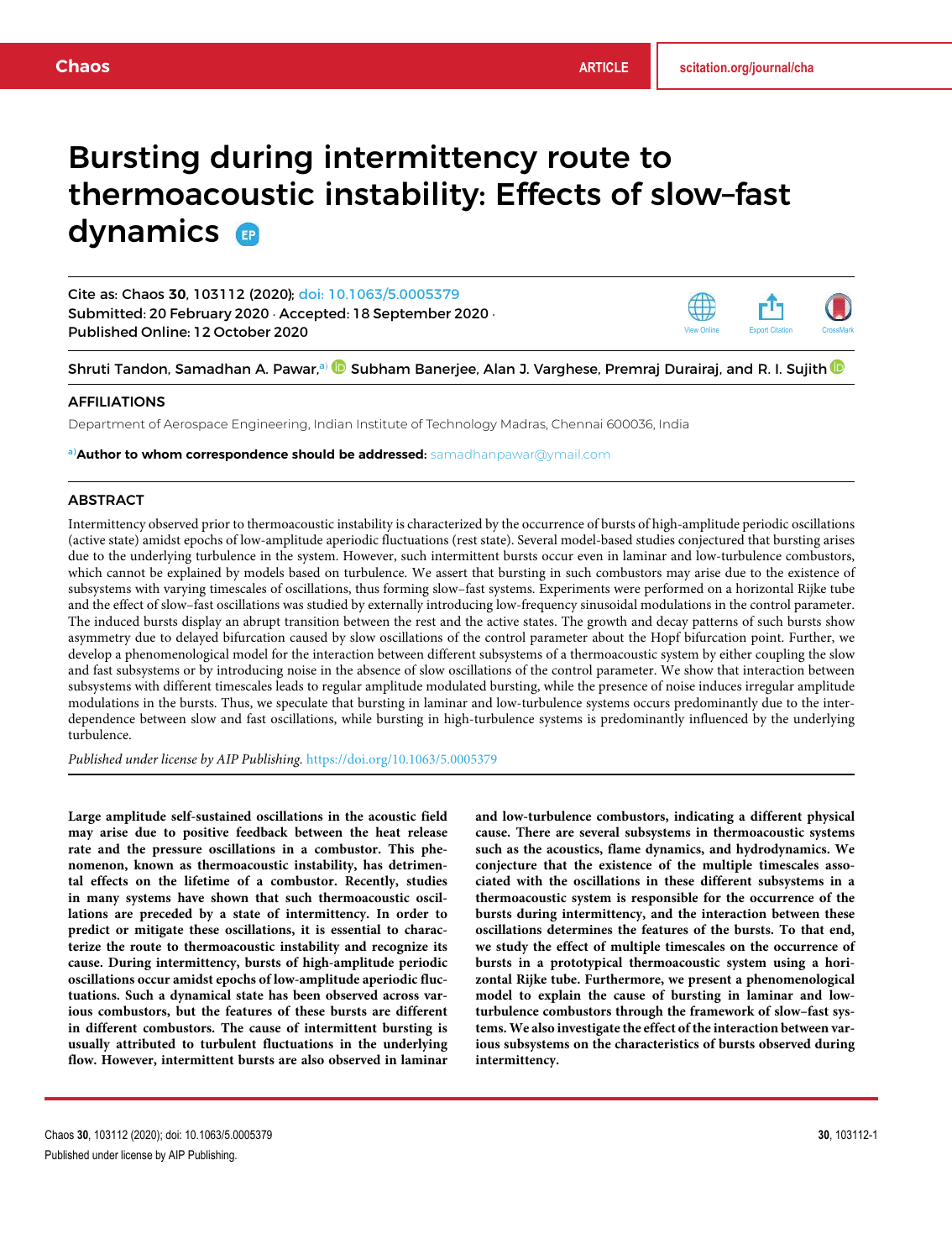# Bursting during intermittency route to thermoacoustic instability: Effects of slow–fast dynamics

Cite as: Chaos **30**, 103112 (2020); doi: 10.1063/5.0005379
Submitted: 20 February 2020 · Accepted: 18 September 2020 · Published Online: 12 October 2020

Shruti Tandon, Samadhan A. Pawar,[a] Subham Banerjee, Alan J. Varghese, Premraj Durairaj, and R. I. Sujith

## AFFILIATIONS

Department of Aerospace Engineering, Indian Institute of Technology Madras, Chennai 600036, India

[a]**Author to whom correspondence should be addressed:** samadhanpawar@ymail.com

## ABSTRACT

Intermittency observed prior to thermoacoustic instability is characterized by the occurrence of bursts of high-amplitude periodic oscillations (active state) amidst epochs of low-amplitude aperiodic fluctuations (rest state). Several model-based studies conjectured that bursting arises due to the underlying turbulence in the system. However, such intermittent bursts occur even in laminar and low-turbulence combustors, which cannot be explained by models based on turbulence. We assert that bursting in such combustors may arise due to the existence of subsystems with varying timescales of oscillations, thus forming slow–fast systems. Experiments were performed on a horizontal Rijke tube and the effect of slow–fast oscillations was studied by externally introducing low-frequency sinusoidal modulations in the control parameter. The induced bursts display an abrupt transition between the rest and the active states. The growth and decay patterns of such bursts show asymmetry due to delayed bifurcation caused by slow oscillations of the control parameter about the Hopf bifurcation point. Further, we develop a phenomenological model for the interaction between different subsystems of a thermoacoustic system by either coupling the slow and fast subsystems or by introducing noise in the absence of slow oscillations of the control parameter. We show that interaction between subsystems with different timescales leads to regular amplitude modulated bursting, while the presence of noise induces irregular amplitude modulations in the bursts. Thus, we speculate that bursting in laminar and low-turbulence systems occurs predominantly due to the interdependence between slow and fast oscillations, while bursting in high-turbulence systems is predominantly influenced by the underlying turbulence.

*Published under license by AIP Publishing.* https://doi.org/10.1063/5.0005379

**Large amplitude self-sustained oscillations in the acoustic field may arise due to positive feedback between the heat release rate and the pressure oscillations in a combustor. This phenomenon, known as thermoacoustic instability, has detrimental effects on the lifetime of a combustor. Recently, studies in many systems have shown that such thermoacoustic oscillations are preceded by a state of intermittency. In order to predict or mitigate these oscillations, it is essential to characterize the route to thermoacoustic instability and recognize its cause. During intermittency, bursts of high-amplitude periodic oscillations occur amidst epochs of low-amplitude aperiodic fluctuations. Such a dynamical state has been observed across various combustors, but the features of these bursts are different in different combustors. The cause of intermittent bursting is usually attributed to turbulent fluctuations in the underlying flow. However, intermittent bursts are also observed in laminar and low-turbulence combustors, indicating a different physical cause. There are several subsystems in thermoacoustic systems such as the acoustics, flame dynamics, and hydrodynamics. We conjecture that the existence of the multiple timescales associated with the oscillations in these different subsystems in a thermoacoustic system is responsible for the occurrence of the bursts during intermittency, and the interaction between these oscillations determines the features of the bursts. To that end, we study the effect of multiple timescales on the occurrence of bursts in a prototypical thermoacoustic system using a horizontal Rijke tube. Furthermore, we present a phenomenological model to explain the cause of bursting in laminar and low-turbulence combustors through the framework of slow–fast systems. We also investigate the effect of the interaction between various subsystems on the characteristics of bursts observed during intermittency.**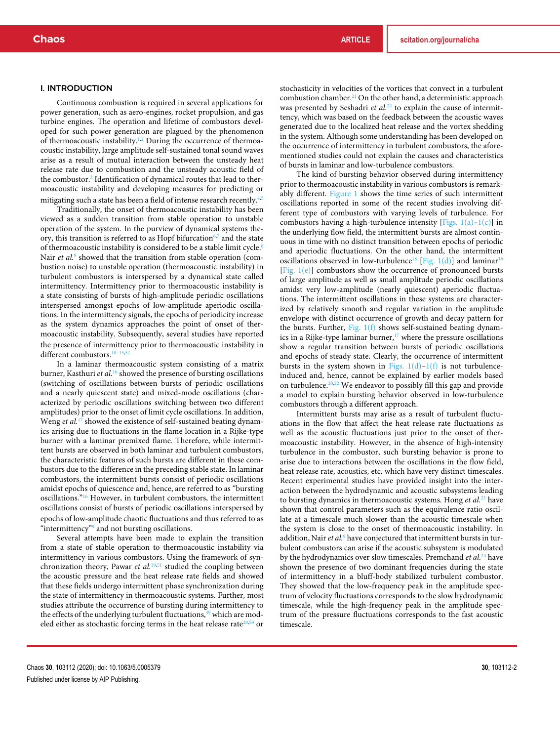## I. INTRODUCTION

Continuous combustion is required in several applications for power generation, such as aero-engines, rocket propulsion, and gas turbine engines. The operation and lifetime of combustors developed for such power generation are plagued by the phenomenon of thermoacoustic instability.[1,2] During the occurrence of thermoacoustic instability, large amplitude self-sustained tonal sound waves arise as a result of mutual interaction between the unsteady heat release rate due to combustion and the unsteady acoustic field of the combustor.[3] Identification of dynamical routes that lead to thermoacoustic instability and developing measures for predicting or mitigating such a state has been a field of intense research recently.[4,5]

Traditionally, the onset of thermoacoustic instability has been viewed as a sudden transition from stable operation to unstable operation of the system. In the purview of dynamical systems theory, this transition is referred to as Hopf bifurcation[6,7] and the state of thermoacoustic instability is considered to be a stable limit cycle.[8] Nair *et al.*[9] showed that the transition from stable operation (combustion noise) to unstable operation (thermoacoustic instability) in turbulent combustors is interspersed by a dynamical state called intermittency. Intermittency prior to thermoacoustic instability is a state consisting of bursts of high-amplitude periodic oscillations interspersed amongst epochs of low-amplitude aperiodic oscillations. In the intermittency signals, the epochs of periodicity increase as the system dynamics approaches the point of onset of thermoacoustic instability. Subsequently, several studies have reported the presence of intermittency prior to thermoacoustic instability in different combustors.[10–15,52]

In a laminar thermoacoustic system consisting of a matrix burner, Kasthuri *et al.*[16] showed the presence of bursting oscillations (switching of oscillations between bursts of periodic oscillations and a nearly quiescent state) and mixed-mode oscillations (characterized by periodic oscillations switching between two different amplitudes) prior to the onset of limit cycle oscillations. In addition, Weng *et al.*[17] showed the existence of self-sustained beating dynamics arising due to fluctuations in the flame location in a Rijke-type burner with a laminar premixed flame. Therefore, while intermittent bursts are observed in both laminar and turbulent combustors, the characteristic features of such bursts are different in these combustors due to the difference in the preceding stable state. In laminar combustors, the intermittent bursts consist of periodic oscillations amidst epochs of quiescence and, hence, are referred to as "bursting oscillations."[16] However, in turbulent combustors, the intermittent oscillations consist of bursts of periodic oscillations interspersed by epochs of low-amplitude chaotic fluctuations and thus referred to as "intermittency"[9] and not bursting oscillations.

Several attempts have been made to explain the transition from a state of stable operation to thermoacoustic instability via intermittency in various combustors. Using the framework of synchronization theory, Pawar *et al.*[19,51] studied the coupling between the acoustic pressure and the heat release rate fields and showed that these fields undergo intermittent phase synchronization during the state of intermittency in thermoacoustic systems. Further, most studies attribute the occurrence of bursting during intermittency to the effects of the underlying turbulent fluctuations,[49] which are modeled either as stochastic forcing terms in the heat release rate[20,50] or stochasticity in velocities of the vortices that convect in a turbulent combustion chamber.[21] On the other hand, a deterministic approach was presented by Seshadri *et al.*[22] to explain the cause of intermittency, which was based on the feedback between the acoustic waves generated due to the localized heat release and the vortex shedding in the system. Although some understanding has been developed on the occurrence of intermittency in turbulent combustors, the aforementioned studies could not explain the causes and characteristics of bursts in laminar and low-turbulence combustors.

The kind of bursting behavior observed during intermittency prior to thermoacoustic instability in various combustors is remarkably different. Figure 1 shows the time series of such intermittent oscillations reported in some of the recent studies involving different type of combustors with varying levels of turbulence. For combustors having a high-turbulence intensity [Figs. 1(a)–1(c)] in the underlying flow field, the intermittent bursts are almost continuous in time with no distinct transition between epochs of periodic and aperiodic fluctuations. On the other hand, the intermittent oscillations observed in low-turbulence[18] [Fig. 1(d)] and laminar[16] [Fig. 1(e)] combustors show the occurrence of pronounced bursts of large amplitude as well as small amplitude periodic oscillations amidst very low-amplitude (nearly quiescent) aperiodic fluctuations. The intermittent oscillations in these systems are characterized by relatively smooth and regular variation in the amplitude envelope with distinct occurrence of growth and decay pattern for the bursts. Further, Fig. 1(f) shows self-sustained beating dynamics in a Rijke-type laminar burner,[17] where the pressure oscillations show a regular transition between bursts of periodic oscillations and epochs of steady state. Clearly, the occurrence of intermittent bursts in the system shown in Figs. 1(d)–1(f) is not turbulence-induced and, hence, cannot be explained by earlier models based on turbulence.[20,22] We endeavor to possibly fill this gap and provide a model to explain bursting behavior observed in low-turbulence combustors through a different approach.

Intermittent bursts may arise as a result of turbulent fluctuations in the flow that affect the heat release rate fluctuations as well as the acoustic fluctuations just prior to the onset of thermoacoustic instability. However, in the absence of high-intensity turbulence in the combustor, such bursting behavior is prone to arise due to interactions between the oscillations in the flow field, heat release rate, acoustics, etc. which have very distinct timescales. Recent experimental studies have provided insight into the interaction between the hydrodynamic and acoustic subsystems leading to bursting dynamics in thermoacoustic systems. Hong *et al.*[23] have shown that control parameters such as the equivalence ratio oscillate at a timescale much slower than the acoustic timescale when the system is close to the onset of thermoacoustic instability. In addition, Nair *et al.*[9] have conjectured that intermittent bursts in turbulent combustors can arise if the acoustic subsystem is modulated by the hydrodynamics over slow timescales. Premchand *et al.*[24] have shown the presence of two dominant frequencies during the state of intermittency in a bluff-body stabilized turbulent combustor. They showed that the low-frequency peak in the amplitude spectrum of velocity fluctuations corresponds to the slow hydrodynamic timescale, while the high-frequency peak in the amplitude spectrum of the pressure fluctuations corresponds to the fast acoustic timescale.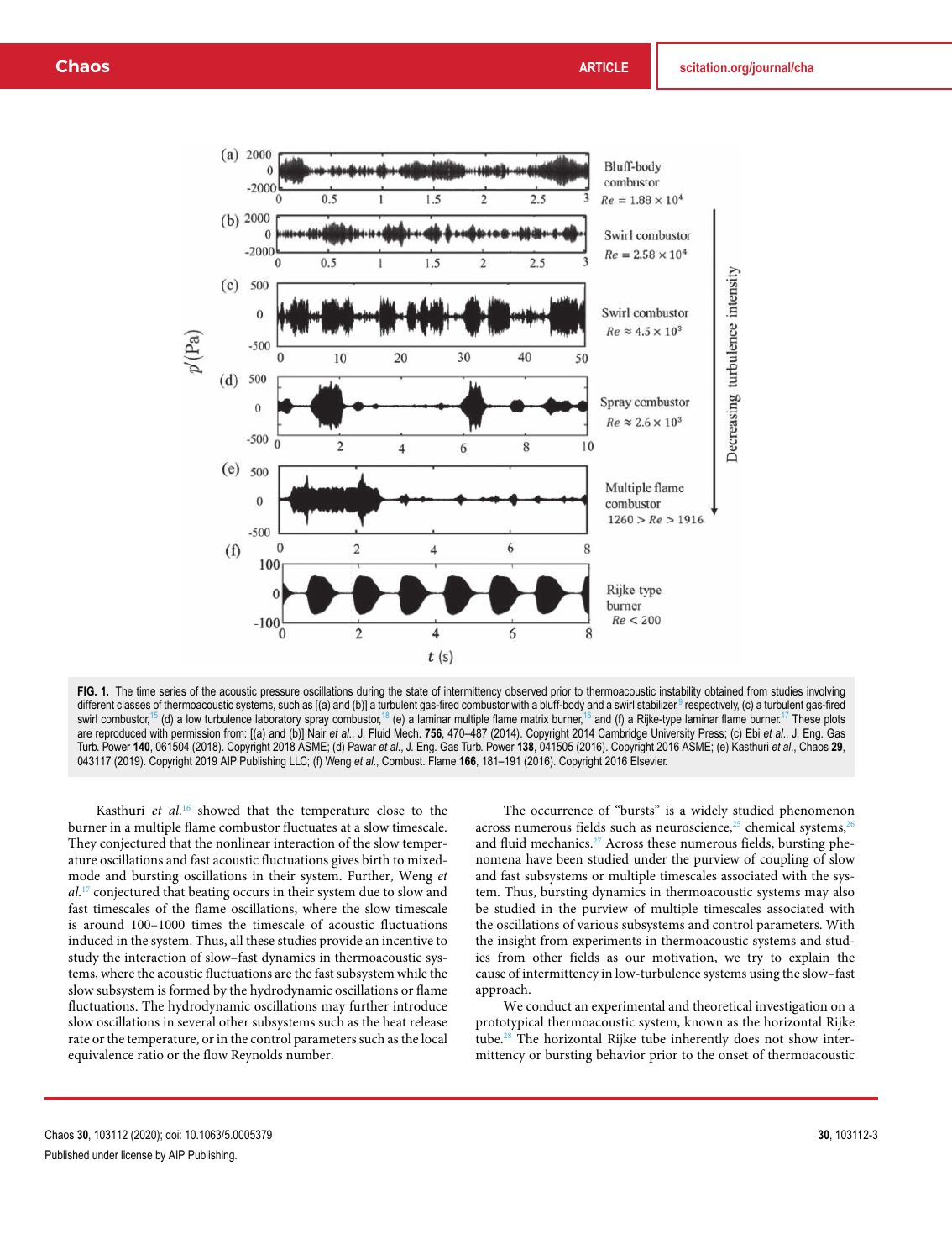FIG. 1. The time series of the acoustic pressure oscillations during the state of intermittency observed prior to thermoacoustic instability obtained from studies involving different classes of thermoacoustic systems, such as [(a) and (b)] a turbulent gas-fired combustor with a bluff-body and a swirl stabilizer,[9] respectively, (c) a turbulent gas-fired swirl combustor,[15] (d) a low turbulence laboratory spray combustor,[18] (e) a laminar multiple flame matrix burner,[16] and (f) a Rijke-type laminar flame burner.[17] These plots are reproduced with permission from: [(a) and (b)] Nair *et al.*, J. Fluid Mech. **756**, 470–487 (2014). Copyright 2014 Cambridge University Press; (c) Ebi *et al.*, J. Eng. Gas Turb. Power **140**, 061504 (2018). Copyright 2018 ASME; (d) Pawar *et al.*, J. Eng. Gas Turb. Power **138**, 041505 (2016). Copyright 2016 ASME; (e) Kasthuri *et al.*, Chaos **29**, 043117 (2019). Copyright 2019 AIP Publishing LLC; (f) Weng *et al.*, Combust. Flame **166**, 181–191 (2016). Copyright 2016 Elsevier.

Kasthuri *et al.*[16] showed that the temperature close to the burner in a multiple flame combustor fluctuates at a slow timescale. They conjectured that the nonlinear interaction of the slow temperature oscillations and fast acoustic fluctuations gives birth to mixed-mode and bursting oscillations in their system. Further, Weng *et al.*[17] conjectured that beating occurs in their system due to slow and fast timescales of the flame oscillations, where the slow timescale is around 100–1000 times the timescale of acoustic fluctuations induced in the system. Thus, all these studies provide an incentive to study the interaction of slow–fast dynamics in thermoacoustic systems, where the acoustic fluctuations are the fast subsystem while the slow subsystem is formed by the hydrodynamic oscillations or flame fluctuations. The hydrodynamic oscillations may further introduce slow oscillations in several other subsystems such as the heat release rate or the temperature, or in the control parameters such as the local equivalence ratio or the flow Reynolds number.

The occurrence of "bursts" is a widely studied phenomenon across numerous fields such as neuroscience,[25] chemical systems,[26] and fluid mechanics.[27] Across these numerous fields, bursting phenomena have been studied under the purview of coupling of slow and fast subsystems or multiple timescales associated with the system. Thus, bursting dynamics in thermoacoustic systems may also be studied in the purview of multiple timescales associated with the oscillations of various subsystems and control parameters. With the insight from experiments in thermoacoustic systems and studies from other fields as our motivation, we try to explain the cause of intermittency in low-turbulence systems using the slow–fast approach.

We conduct an experimental and theoretical investigation on a prototypical thermoacoustic system, known as the horizontal Rijke tube.[28] The horizontal Rijke tube inherently does not show intermittency or bursting behavior prior to the onset of thermoacoustic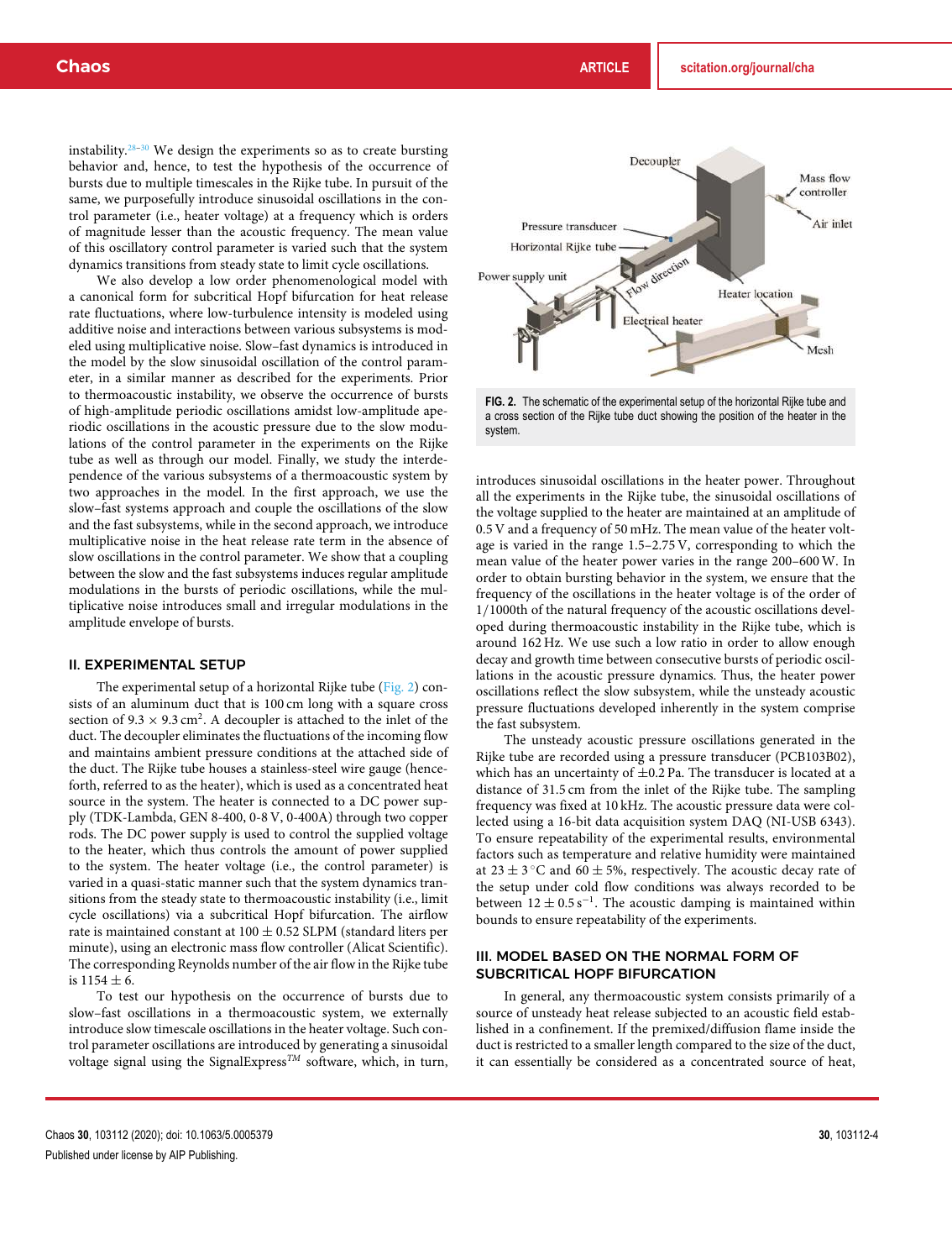instability.[28–30] We design the experiments so as to create bursting behavior and, hence, to test the hypothesis of the occurrence of bursts due to multiple timescales in the Rijke tube. In pursuit of the same, we purposefully introduce sinusoidal oscillations in the control parameter (i.e., heater voltage) at a frequency which is orders of magnitude lesser than the acoustic frequency. The mean value of this oscillatory control parameter is varied such that the system dynamics transitions from steady state to limit cycle oscillations.

We also develop a low order phenomenological model with a canonical form for subcritical Hopf bifurcation for heat release rate fluctuations, where low-turbulence intensity is modeled using additive noise and interactions between various subsystems is modeled using multiplicative noise. Slow–fast dynamics is introduced in the model by the slow sinusoidal oscillation of the control parameter, in a similar manner as described for the experiments. Prior to thermoacoustic instability, we observe the occurrence of bursts of high-amplitude periodic oscillations amidst low-amplitude aperiodic oscillations in the acoustic pressure due to the slow modulations of the control parameter in the experiments on the Rijke tube as well as through our model. Finally, we study the interdependence of the various subsystems of a thermoacoustic system by two approaches in the model. In the first approach, we use the slow–fast systems approach and couple the oscillations of the slow and the fast subsystems, while in the second approach, we introduce multiplicative noise in the heat release rate term in the absence of slow oscillations in the control parameter. We show that a coupling between the slow and the fast subsystems induces regular amplitude modulations in the bursts of periodic oscillations, while the multiplicative noise introduces small and irregular modulations in the amplitude envelope of bursts.

## II. EXPERIMENTAL SETUP

The experimental setup of a horizontal Rijke tube (Fig. 2) consists of an aluminum duct that is 100 cm long with a square cross section of $9.3 \times 9.3\,\text{cm}^2$. A decoupler is attached to the inlet of the duct. The decoupler eliminates the fluctuations of the incoming flow and maintains ambient pressure conditions at the attached side of the duct. The Rijke tube houses a stainless-steel wire gauge (henceforth, referred to as the heater), which is used as a concentrated heat source in the system. The heater is connected to a DC power supply (TDK-Lambda, GEN 8-400, 0-8 V, 0-400A) through two copper rods. The DC power supply is used to control the supplied voltage to the heater, which thus controls the amount of power supplied to the system. The heater voltage (i.e., the control parameter) is varied in a quasi-static manner such that the system dynamics transitions from steady state to thermoacoustic instability (i.e., limit cycle oscillations) via a subcritical Hopf bifurcation. The airflow rate is maintained constant at $100 \pm 0.52$ SLPM (standard liters per minute), using an electronic mass flow controller (Alicat Scientific). The corresponding Reynolds number of the air flow in the Rijke tube is $1154 \pm 6$.

To test our hypothesis on the occurrence of bursts due to slow–fast oscillations in a thermoacoustic system, we externally introduce slow timescale oscillations in the heater voltage. Such control parameter oscillations are introduced by generating a sinusoidal voltage signal using the SignalExpress$^{TM}$ software, which, in turn, introduces sinusoidal oscillations in the heater power. Throughout all the experiments in the Rijke tube, the sinusoidal oscillations of the voltage supplied to the heater are maintained at an amplitude of 0.5 V and a frequency of 50 mHz. The mean value of the heater voltage is varied in the range 1.5–2.75 V, corresponding to which the mean value of the heater power varies in the range 200–600 W. In order to obtain bursting behavior in the system, we ensure that the frequency of the oscillations in the heater voltage is of the order of 1/1000th of the natural frequency of the acoustic oscillations developed during thermoacoustic instability in the Rijke tube, which is around 162 Hz. We use such a low ratio in order to allow enough decay and growth time between consecutive bursts of periodic oscillations in the acoustic pressure dynamics. Thus, the heater power oscillations reflect the slow subsystem, while the unsteady acoustic pressure fluctuations developed inherently in the system comprise the fast subsystem.

FIG. 2. The schematic of the experimental setup of the horizontal Rijke tube and a cross section of the Rijke tube duct showing the position of the heater in the system.

The unsteady acoustic pressure oscillations generated in the Rijke tube are recorded using a pressure transducer (PCB103B02), which has an uncertainty of $\pm 0.2$ Pa. The transducer is located at a distance of 31.5 cm from the inlet of the Rijke tube. The sampling frequency was fixed at 10 kHz. The acoustic pressure data were collected using a 16-bit data acquisition system DAQ (NI-USB 6343). To ensure repeatability of the experimental results, environmental factors such as temperature and relative humidity were maintained at $23 \pm 3\,^{\circ}\text{C}$ and $60 \pm 5\%$, respectively. The acoustic decay rate of the setup under cold flow conditions was always recorded to be between $12 \pm 0.5\,\text{s}^{-1}$. The acoustic damping is maintained within bounds to ensure repeatability of the experiments.

## III. MODEL BASED ON THE NORMAL FORM OF SUBCRITICAL HOPF BIFURCATION

In general, any thermoacoustic system consists primarily of a source of unsteady heat release subjected to an acoustic field established in a confinement. If the premixed/diffusion flame inside the duct is restricted to a smaller length compared to the size of the duct, it can essentially be considered as a concentrated source of heat,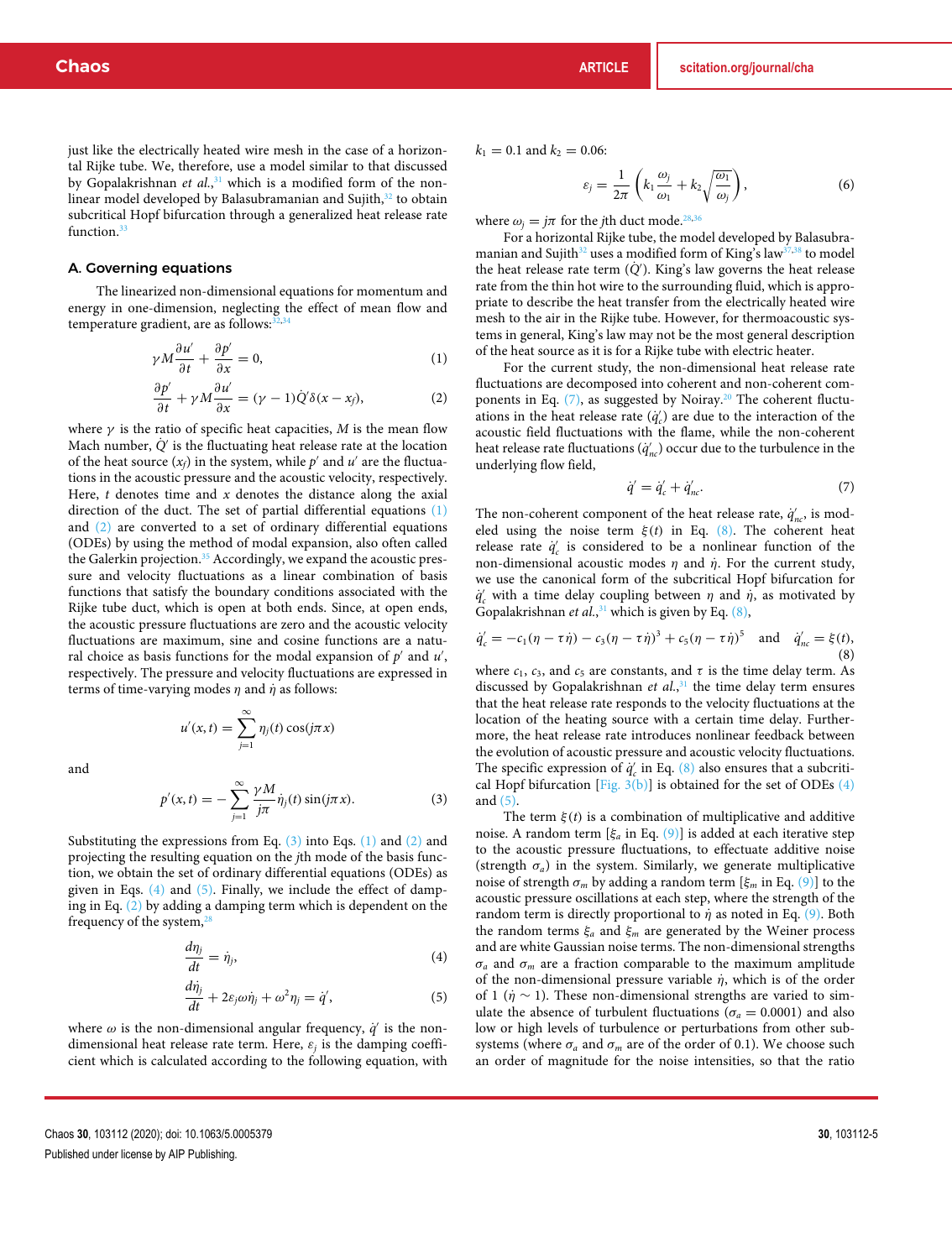just like the electrically heated wire mesh in the case of a horizontal Rijke tube. We, therefore, use a model similar to that discussed by Gopalakrishnan *et al.*,[31] which is a modified form of the nonlinear model developed by Balasubramanian and Sujith,[32] to obtain subcritical Hopf bifurcation through a generalized heat release rate function.[33]

## A. Governing equations

The linearized non-dimensional equations for momentum and energy in one-dimension, neglecting the effect of mean flow and temperature gradient, are as follows:[32,34]

$$\gamma M \frac{\partial u'}{\partial t} + \frac{\partial p'}{\partial x} = 0, \tag{1}$$

$$\frac{\partial p'}{\partial t} + \gamma M \frac{\partial u'}{\partial x} = (\gamma - 1)\dot{Q}'\delta(x - x_f), \tag{2}$$

where $\gamma$ is the ratio of specific heat capacities, $M$ is the mean flow Mach number, $\dot{Q}'$ is the fluctuating heat release rate at the location of the heat source ($x_f$) in the system, while $p'$ and $u'$ are the fluctuations in the acoustic pressure and the acoustic velocity, respectively. Here, $t$ denotes time and $x$ denotes the distance along the axial direction of the duct. The set of partial differential equations (1) and (2) are converted to a set of ordinary differential equations (ODEs) by using the method of modal expansion, also often called the Galerkin projection.[35] Accordingly, we expand the acoustic pressure and velocity fluctuations as a linear combination of basis functions that satisfy the boundary conditions associated with the Rijke tube duct, which is open at both ends. Since, at open ends, the acoustic pressure fluctuations are zero and the acoustic velocity fluctuations are maximum, sine and cosine functions are a natural choice as basis functions for the modal expansion of $p'$ and $u'$, respectively. The pressure and velocity fluctuations are expressed in terms of time-varying modes $\eta$ and $\dot{\eta}$ as follows:

$$u'(x, t) = \sum_{j=1}^{\infty} \eta_j(t)\cos(j\pi x)$$

and

$$p'(x, t) = -\sum_{j=1}^{\infty} \frac{\gamma M}{j\pi}\dot{\eta}_j(t)\sin(j\pi x). \tag{3}$$

Substituting the expressions from Eq. (3) into Eqs. (1) and (2) and projecting the resulting equation on the $j$th mode of the basis function, we obtain the set of ordinary differential equations (ODEs) as given in Eqs. (4) and (5). Finally, we include the effect of damping in Eq. (2) by adding a damping term which is dependent on the frequency of the system,[28]

$$\frac{d\eta_j}{dt} = \dot{\eta}_j, \tag{4}$$

$$\frac{d\dot{\eta}_j}{dt} + 2\varepsilon_j \omega \dot{\eta}_j + \omega^2 \eta_j = \dot{q}', \tag{5}$$

where $\omega$ is the non-dimensional angular frequency, $\dot{q}'$ is the non-dimensional heat release rate term. Here, $\varepsilon_j$ is the damping coefficient which is calculated according to the following equation, with $k_1 = 0.1$ and $k_2 = 0.06$:

$$\varepsilon_j = \frac{1}{2\pi}\left(k_1 \frac{\omega_j}{\omega_1} + k_2\sqrt{\frac{\omega_1}{\omega_j}}\right), \tag{6}$$

where $\omega_j = j\pi$ for the $j$th duct mode.[28,36]

For a horizontal Rijke tube, the model developed by Balasubramanian and Sujith[32] uses a modified form of King's law[37,38] to model the heat release rate term ($\dot{Q}'$). King's law governs the heat release rate from the thin hot wire to the surrounding fluid, which is appropriate to describe the heat transfer from the electrically heated wire mesh to the air in the Rijke tube. However, for thermoacoustic systems in general, King's law may not be the most general description of the heat source as it is for a Rijke tube with electric heater.

For the current study, the non-dimensional heat release rate fluctuations are decomposed into coherent and non-coherent components in Eq. (7), as suggested by Noiray.[20] The coherent fluctuations in the heat release rate ($\dot{q}'_c$) are due to the interaction of the acoustic field fluctuations with the flame, while the non-coherent heat release rate fluctuations ($\dot{q}'_{nc}$) occur due to the turbulence in the underlying flow field,

$$\dot{q}' = \dot{q}'_c + \dot{q}'_{nc}. \tag{7}$$

The non-coherent component of the heat release rate, $\dot{q}'_{nc}$, is modeled using the noise term $\xi(t)$ in Eq. (8). The coherent heat release rate $\dot{q}'_c$ is considered to be a nonlinear function of the non-dimensional acoustic modes $\eta$ and $\dot{\eta}$. For the current study, we use the canonical form of the subcritical Hopf bifurcation for $\dot{q}'_c$ with a time delay coupling between $\eta$ and $\dot{\eta}$, as motivated by Gopalakrishnan *et al.*,[31] which is given by Eq. (8),

$$\dot{q}'_c = -c_1(\eta - \tau\dot{\eta}) - c_3(\eta - \tau\dot{\eta})^3 + c_5(\eta - \tau\dot{\eta})^5 \quad \text{and} \quad \dot{q}'_{nc} = \xi(t), \tag{8}$$

where $c_1$, $c_3$, and $c_5$ are constants, and $\tau$ is the time delay term. As discussed by Gopalakrishnan *et al.*,[31] the time delay term ensures that the heat release rate responds to the velocity fluctuations at the location of the heating source with a certain time delay. Furthermore, the heat release rate introduces nonlinear feedback between the evolution of acoustic pressure and acoustic velocity fluctuations. The specific expression of $\dot{q}'_c$ in Eq. (8) also ensures that a subcritical Hopf bifurcation [Fig. 3(b)] is obtained for the set of ODEs (4) and (5).

The term $\xi(t)$ is a combination of multiplicative and additive noise. A random term [$\xi_a$ in Eq. (9)] is added at each iterative step to the acoustic pressure fluctuations, to effectuate additive noise (strength $\sigma_a$) in the system. Similarly, we generate multiplicative noise of strength $\sigma_m$ by adding a random term [$\xi_m$ in Eq. (9)] to the acoustic pressure oscillations at each step, where the strength of the random term is directly proportional to $\dot{\eta}$ as noted in Eq. (9). Both the random terms $\xi_a$ and $\xi_m$ are generated by the Weiner process and are white Gaussian noise terms. The non-dimensional strengths $\sigma_a$ and $\sigma_m$ are a fraction comparable to the maximum amplitude of the non-dimensional pressure variable $\dot{\eta}$, which is of the order of 1 ($\dot{\eta} \sim 1$). These non-dimensional strengths are varied to simulate the absence of turbulent fluctuations ($\sigma_a = 0.0001$) and also low or high levels of turbulence or perturbations from other subsystems (where $\sigma_a$ and $\sigma_m$ are of the order of 0.1). We choose such an order of magnitude for the noise intensities, so that the ratio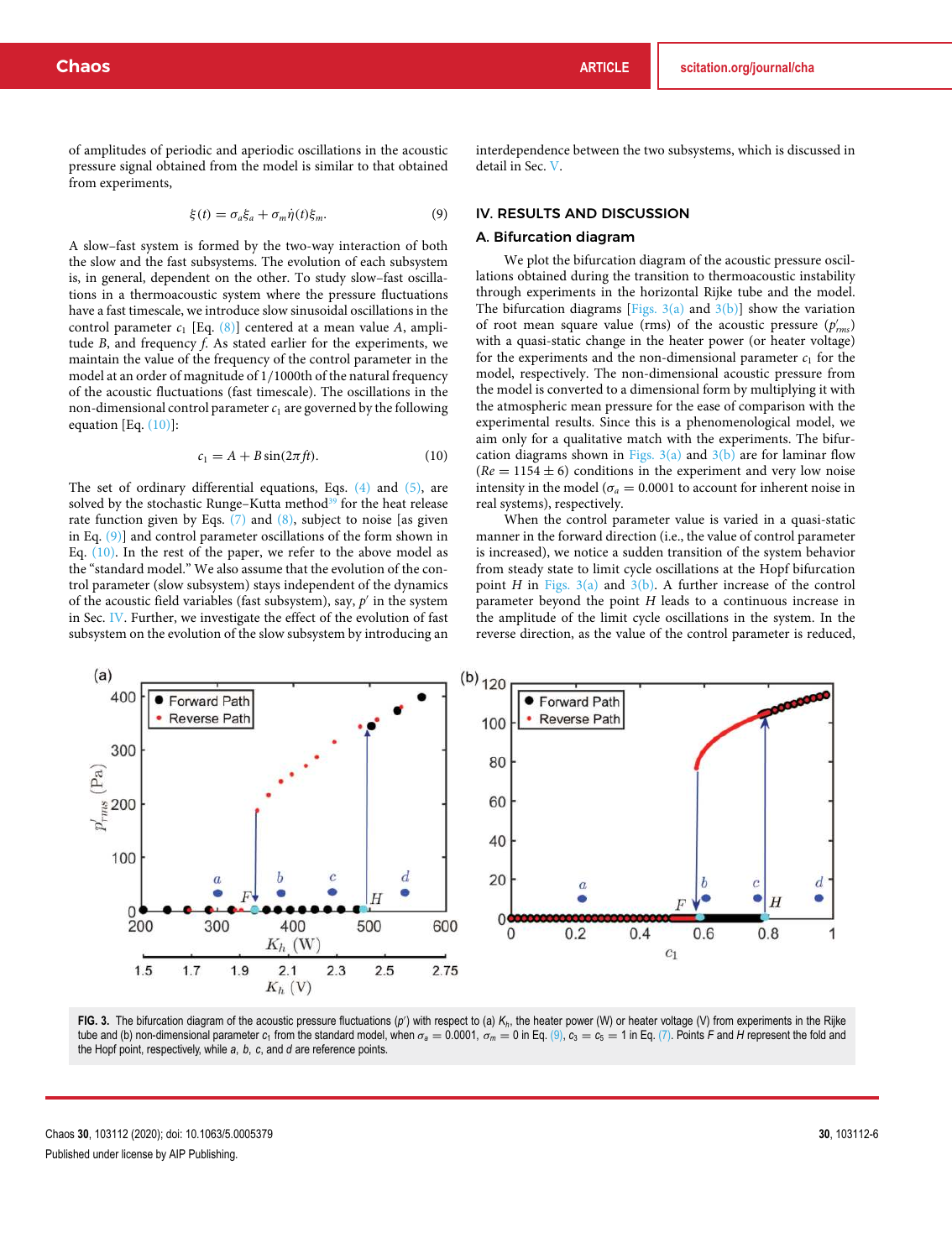of amplitudes of periodic and aperiodic oscillations in the acoustic pressure signal obtained from the model is similar to that obtained from experiments,

$$\xi(t) = \sigma_a \xi_a + \sigma_m \dot{\eta}(t) \xi_m. \tag{9}$$

A slow–fast system is formed by the two-way interaction of both the slow and the fast subsystems. The evolution of each subsystem is, in general, dependent on the other. To study slow–fast oscillations in a thermoacoustic system where the pressure fluctuations have a fast timescale, we introduce slow sinusoidal oscillations in the control parameter $c_1$ [Eq. (8)] centered at a mean value $A$, amplitude $B$, and frequency $f$. As stated earlier for the experiments, we maintain the value of the frequency of the control parameter in the model at an order of magnitude of 1/1000th of the natural frequency of the acoustic fluctuations (fast timescale). The oscillations in the non-dimensional control parameter $c_1$ are governed by the following equation [Eq. (10)]:

$$c_1 = A + B\sin(2\pi f t). \tag{10}$$

The set of ordinary differential equations, Eqs. (4) and (5), are solved by the stochastic Runge–Kutta method[39] for the heat release rate function given by Eqs. (7) and (8), subject to noise [as given in Eq. (9)] and control parameter oscillations of the form shown in Eq. (10). In the rest of the paper, we refer to the above model as the "standard model." We also assume that the evolution of the control parameter (slow subsystem) stays independent of the dynamics of the acoustic field variables (fast subsystem), say, $p'$ in the system in Sec. IV. Further, we investigate the effect of the evolution of fast subsystem on the evolution of the slow subsystem by introducing an interdependence between the two subsystems, which is discussed in detail in Sec. V.

## IV. RESULTS AND DISCUSSION

### A. Bifurcation diagram

We plot the bifurcation diagram of the acoustic pressure oscillations obtained during the transition to thermoacoustic instability through experiments in the horizontal Rijke tube and the model. The bifurcation diagrams [Figs. 3(a) and 3(b)] show the variation of root mean square value (rms) of the acoustic pressure ($p'_{rms}$) with a quasi-static change in the heater power (or heater voltage) for the experiments and the non-dimensional parameter $c_1$ for the model, respectively. The non-dimensional acoustic pressure from the model is converted to a dimensional form by multiplying it with the atmospheric mean pressure for the ease of comparison with the experimental results. Since this is a phenomenological model, we aim only for a qualitative match with the experiments. The bifurcation diagrams shown in Figs. 3(a) and 3(b) are for laminar flow ($Re = 1154 \pm 6$) conditions in the experiment and very low noise intensity in the model ($\sigma_a = 0.0001$ to account for inherent noise in real systems), respectively.

When the control parameter value is varied in a quasi-static manner in the forward direction (i.e., the value of control parameter is increased), we notice a sudden transition of the system behavior from steady state to limit cycle oscillations at the Hopf bifurcation point $H$ in Figs. 3(a) and 3(b). A further increase of the control parameter beyond the point $H$ leads to a continuous increase in the amplitude of the limit cycle oscillations in the system. In the reverse direction, as the value of the control parameter is reduced,

**FIG. 3.** The bifurcation diagram of the acoustic pressure fluctuations ($p'$) with respect to (a) $K_h$, the heater power (W) or heater voltage (V) from experiments in the Rijke tube and (b) non-dimensional parameter $c_1$ from the standard model, when $\sigma_a = 0.0001$, $\sigma_m = 0$ in Eq. (9), $c_3 = c_5 = 1$ in Eq. (7). Points $F$ and $H$ represent the fold and the Hopf point, respectively, while $a$, $b$, $c$, and $d$ are reference points.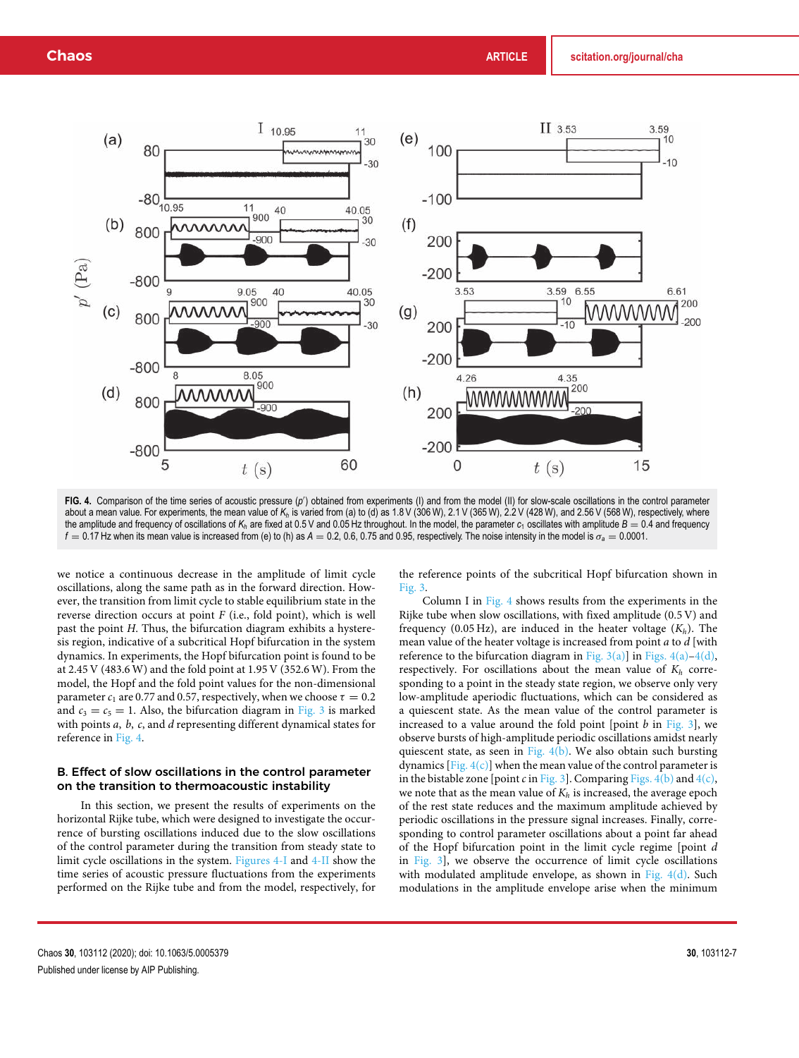FIG. 4. Comparison of the time series of acoustic pressure ($p'$) obtained from experiments (I) and from the model (II) for slow-scale oscillations in the control parameter about a mean value. For experiments, the mean value of $K_h$ is varied from (a) to (d) as 1.8 V (306 W), 2.1 V (365 W), 2.2 V (428 W), and 2.56 V (568 W), respectively, where the amplitude and frequency of oscillations of $K_h$ are fixed at 0.5 V and 0.05 Hz throughout. In the model, the parameter $c_1$ oscillates with amplitude $B = 0.4$ and frequency $f = 0.17$ Hz when its mean value is increased from (e) to (h) as $A = 0.2$, 0.6, 0.75 and 0.95, respectively. The noise intensity in the model is $\sigma_a = 0.0001$.

we notice a continuous decrease in the amplitude of limit cycle oscillations, along the same path as in the forward direction. However, the transition from limit cycle to stable equilibrium state in the reverse direction occurs at point $F$ (i.e., fold point), which is well past the point $H$. Thus, the bifurcation diagram exhibits a hysteresis region, indicative of a subcritical Hopf bifurcation in the system dynamics. In experiments, the Hopf bifurcation point is found to be at 2.45 V (483.6 W) and the fold point at 1.95 V (352.6 W). From the model, the Hopf and the fold point values for the non-dimensional parameter $c_1$ are 0.77 and 0.57, respectively, when we choose $\tau = 0.2$ and $c_3 = c_5 = 1$. Also, the bifurcation diagram in Fig. 3 is marked with points $a$, $b$, $c$, and $d$ representing different dynamical states for reference in Fig. 4.

### B. Effect of slow oscillations in the control parameter on the transition to thermoacoustic instability

In this section, we present the results of experiments on the horizontal Rijke tube, which were designed to investigate the occurrence of bursting oscillations induced due to the slow oscillations of the control parameter during the transition from steady state to limit cycle oscillations in the system. Figures 4-I and 4-II show the time series of acoustic pressure fluctuations from the experiments performed on the Rijke tube and from the model, respectively, for the reference points of the subcritical Hopf bifurcation shown in Fig. 3.

Column I in Fig. 4 shows results from the experiments in the Rijke tube when slow oscillations, with fixed amplitude (0.5 V) and frequency (0.05 Hz), are induced in the heater voltage ($K_h$). The mean value of the heater voltage is increased from point $a$ to $d$ [with reference to the bifurcation diagram in Fig. 3(a)] in Figs. 4(a)–4(d), respectively. For oscillations about the mean value of $K_h$ corresponding to a point in the steady state region, we observe only very low-amplitude aperiodic fluctuations, which can be considered as a quiescent state. As the mean value of the control parameter is increased to a value around the fold point [point $b$ in Fig. 3], we observe bursts of high-amplitude periodic oscillations amidst nearly quiescent state, as seen in Fig. 4(b). We also obtain such bursting dynamics [Fig. 4(c)] when the mean value of the control parameter is in the bistable zone [point $c$ in Fig. 3]. Comparing Figs. 4(b) and 4(c), we note that as the mean value of $K_h$ is increased, the average epoch of the rest state reduces and the maximum amplitude achieved by periodic oscillations in the pressure signal increases. Finally, corresponding to control parameter oscillations about a point far ahead of the Hopf bifurcation point in the limit cycle regime [point $d$ in Fig. 3], we observe the occurrence of limit cycle oscillations with modulated amplitude envelope, as shown in Fig. 4(d). Such modulations in the amplitude envelope arise when the minimum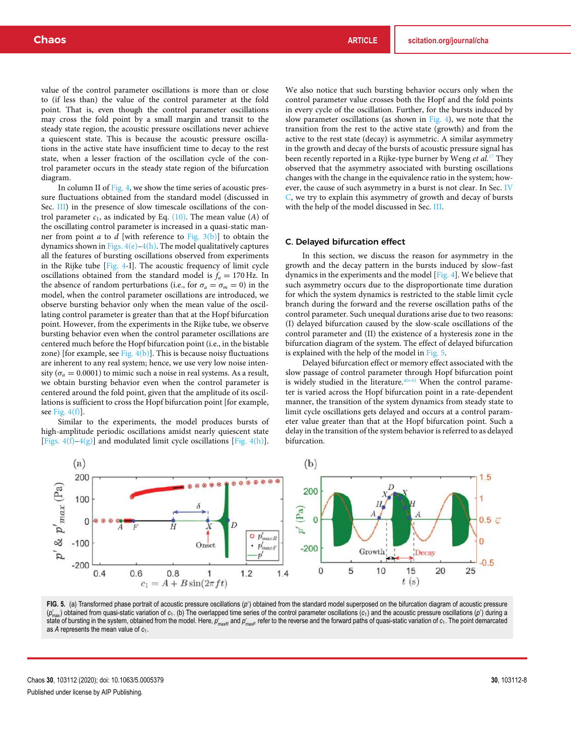value of the control parameter oscillations is more than or close to (if less than) the value of the control parameter at the fold point. That is, even though the control parameter oscillations may cross the fold point by a small margin and transit to the steady state region, the acoustic pressure oscillations never achieve a quiescent state. This is because the acoustic pressure oscillations in the active state have insufficient time to decay to the rest state, when a lesser fraction of the oscillation cycle of the control parameter occurs in the steady state region of the bifurcation diagram.

In column II of Fig. 4, we show the time series of acoustic pressure fluctuations obtained from the standard model (discussed in Sec. III) in the presence of slow timescale oscillations of the control parameter $c_1$, as indicated by Eq. (10). The mean value ($A$) of the oscillating control parameter is increased in a quasi-static manner from point $a$ to $d$ [with reference to Fig. 3(b)] to obtain the dynamics shown in Figs. 4(e)–4(h). The model qualitatively captures all the features of bursting oscillations observed from experiments in the Rijke tube [Fig. 4-I]. The acoustic frequency of limit cycle oscillations obtained from the standard model is $f_a = 170$ Hz. In the absence of random perturbations (i.e., for $\sigma_a = \sigma_m = 0$) in the model, when the control parameter oscillations are introduced, we observe bursting behavior only when the mean value of the oscillating control parameter is greater than that at the Hopf bifurcation point. However, from the experiments in the Rijke tube, we observe bursting behavior even when the control parameter oscillations are centered much before the Hopf bifurcation point (i.e., in the bistable zone) [for example, see Fig. 4(b)]. This is because noisy fluctuations are inherent to any real system; hence, we use very low noise intensity ($\sigma_a = 0.0001$) to mimic such a noise in real systems. As a result, we obtain bursting behavior even when the control parameter is centered around the fold point, given that the amplitude of its oscillations is sufficient to cross the Hopf bifurcation point [for example, see Fig. 4(f)].

Similar to the experiments, the model produces bursts of high-amplitude periodic oscillations amidst nearly quiescent state [Figs. 4(f)–4(g)] and modulated limit cycle oscillations [Fig. 4(h)]. We also notice that such bursting behavior occurs only when the control parameter value crosses both the Hopf and the fold points in every cycle of the oscillation. Further, for the bursts induced by slow parameter oscillations (as shown in Fig. 4), we note that the transition from the rest to the active state (growth) and from the active to the rest state (decay) is asymmetric. A similar asymmetry in the growth and decay of the bursts of acoustic pressure signal has been recently reported in a Rijke-type burner by Weng *et al.*[17] They observed that the asymmetry associated with bursting oscillations changes with the change in the equivalence ratio in the system; however, the cause of such asymmetry in a burst is not clear. In Sec. IV C, we try to explain this asymmetry of growth and decay of bursts with the help of the model discussed in Sec. III.

### C. Delayed bifurcation effect

In this section, we discuss the reason for asymmetry in the growth and the decay pattern in the bursts induced by slow–fast dynamics in the experiments and the model [Fig. 4]. We believe that such asymmetry occurs due to the disproportionate time duration for which the system dynamics is restricted to the stable limit cycle branch during the forward and the reverse oscillation paths of the control parameter. Such unequal durations arise due to two reasons: (I) delayed bifurcation caused by the slow-scale oscillations of the control parameter and (II) the existence of a hysteresis zone in the bifurcation diagram of the system. The effect of delayed bifurcation is explained with the help of the model in Fig. 5.

Delayed bifurcation effect or memory effect associated with the slow passage of control parameter through Hopf bifurcation point is widely studied in the literature.[40–43] When the control parameter is varied across the Hopf bifurcation point in a rate-dependent manner, the transition of the system dynamics from steady state to limit cycle oscillations gets delayed and occurs at a control parameter value greater than that at the Hopf bifurcation point. Such a delay in the transition of the system behavior is referred to as delayed bifurcation.

FIG. 5. (a) Transformed phase portrait of acoustic pressure oscillations ($p'$) obtained from the standard model superposed on the bifurcation diagram of acoustic pressure ($p'_{max}$) obtained from quasi-static variation of $c_1$. (b) The overlapped time series of the control parameter oscillations ($c_1$) and the acoustic pressure oscillations ($p'$) during a state of bursting in the system, obtained from the model. Here, $p'_{maxR}$ and $p'_{maxF}$ refer to the reverse and the forward paths of quasi-static variation of $c_1$. The point demarcated as $A$ represents the mean value of $c_1$.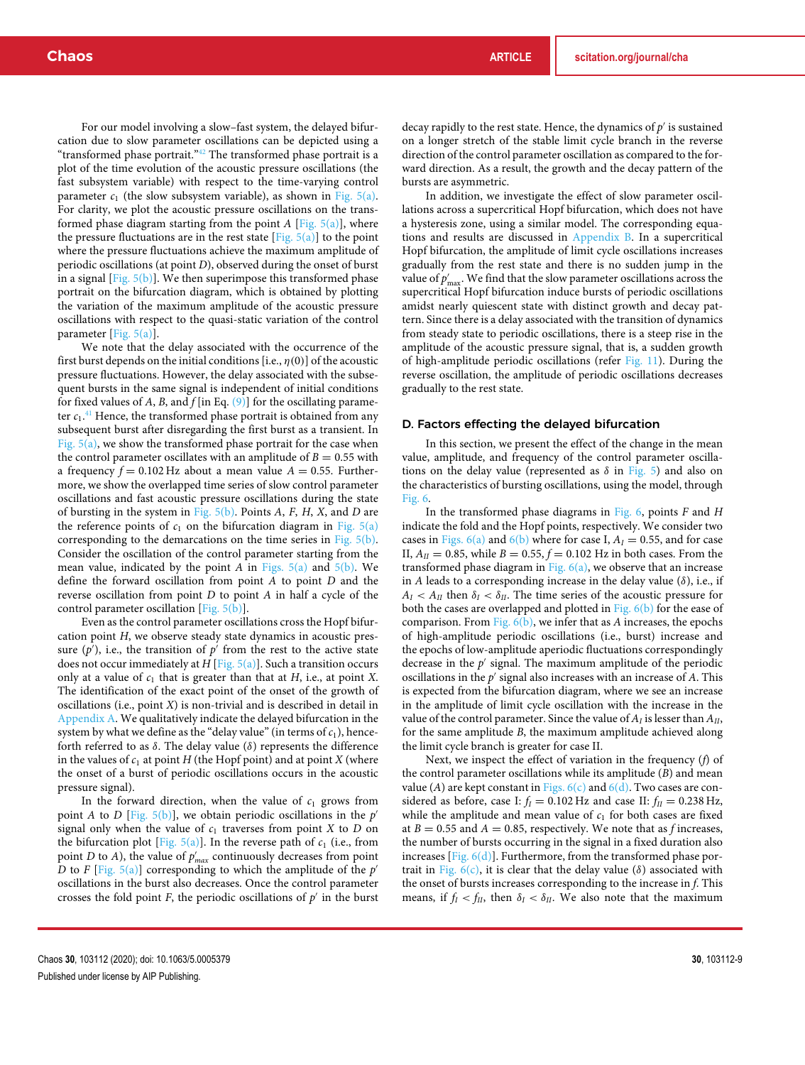For our model involving a slow–fast system, the delayed bifurcation due to slow parameter oscillations can be depicted using a "transformed phase portrait."[42] The transformed phase portrait is a plot of the time evolution of the acoustic pressure oscillations (the fast subsystem variable) with respect to the time-varying control parameter $c_1$ (the slow subsystem variable), as shown in Fig. 5(a). For clarity, we plot the acoustic pressure oscillations on the transformed phase diagram starting from the point $A$ [Fig. 5(a)], where the pressure fluctuations are in the rest state [Fig. 5(a)] to the point where the pressure fluctuations achieve the maximum amplitude of periodic oscillations (at point $D$), observed during the onset of burst in a signal [Fig. 5(b)]. We then superimpose this transformed phase portrait on the bifurcation diagram, which is obtained by plotting the variation of the maximum amplitude of the acoustic pressure oscillations with respect to the quasi-static variation of the control parameter [Fig. 5(a)].

We note that the delay associated with the occurrence of the first burst depends on the initial conditions [i.e., $\eta(0)$] of the acoustic pressure fluctuations. However, the delay associated with the subsequent bursts in the same signal is independent of initial conditions for fixed values of $A$, $B$, and $f$ [in Eq. (9)] for the oscillating parameter $c_1$.[41] Hence, the transformed phase portrait is obtained from any subsequent burst after disregarding the first burst as a transient. In Fig. 5(a), we show the transformed phase portrait for the case when the control parameter oscillates with an amplitude of $B = 0.55$ with a frequency $f = 0.102$ Hz about a mean value $A = 0.55$. Furthermore, we show the overlapped time series of slow control parameter oscillations and fast acoustic pressure oscillations during the state of bursting in the system in Fig. 5(b). Points $A$, $F$, $H$, $X$, and $D$ are the reference points of $c_1$ on the bifurcation diagram in Fig. 5(a) corresponding to the demarcations on the time series in Fig. 5(b). Consider the oscillation of the control parameter starting from the mean value, indicated by the point $A$ in Figs. 5(a) and 5(b). We define the forward oscillation from point $A$ to point $D$ and the reverse oscillation from point $D$ to point $A$ in half a cycle of the control parameter oscillation [Fig. 5(b)].

Even as the control parameter oscillations cross the Hopf bifurcation point $H$, we observe steady state dynamics in acoustic pressure ($p'$), i.e., the transition of $p'$ from the rest to the active state does not occur immediately at $H$ [Fig. 5(a)]. Such a transition occurs only at a value of $c_1$ that is greater than that at $H$, i.e., at point $X$. The identification of the exact point of the onset of the growth of oscillations (i.e., point $X$) is non-trivial and is described in detail in Appendix A. We qualitatively indicate the delayed bifurcation in the system by what we define as the "delay value" (in terms of $c_1$), henceforth referred to as $\delta$. The delay value ($\delta$) represents the difference in the values of $c_1$ at point $H$ (the Hopf point) and at point $X$ (where the onset of a burst of periodic oscillations occurs in the acoustic pressure signal).

In the forward direction, when the value of $c_1$ grows from point $A$ to $D$ [Fig. 5(b)], we obtain periodic oscillations in the $p'$ signal only when the value of $c_1$ traverses from point $X$ to $D$ on the bifurcation plot [Fig. 5(a)]. In the reverse path of $c_1$ (i.e., from point $D$ to $A$), the value of $p'_{max}$ continuously decreases from point $D$ to $F$ [Fig. 5(a)] corresponding to which the amplitude of the $p'$ oscillations in the burst also decreases. Once the control parameter crosses the fold point $F$, the periodic oscillations of $p'$ in the burst decay rapidly to the rest state. Hence, the dynamics of $p'$ is sustained on a longer stretch of the stable limit cycle branch in the reverse direction of the control parameter oscillation as compared to the forward direction. As a result, the growth and the decay pattern of the bursts are asymmetric.

In addition, we investigate the effect of slow parameter oscillations across a supercritical Hopf bifurcation, which does not have a hysteresis zone, using a similar model. The corresponding equations and results are discussed in Appendix B. In a supercritical Hopf bifurcation, the amplitude of limit cycle oscillations increases gradually from the rest state and there is no sudden jump in the value of $p'_{max}$. We find that the slow parameter oscillations across the supercritical Hopf bifurcation induce bursts of periodic oscillations amidst nearly quiescent state with distinct growth and decay pattern. Since there is a delay associated with the transition of dynamics from steady state to periodic oscillations, there is a steep rise in the amplitude of the acoustic pressure signal, that is, a sudden growth of high-amplitude periodic oscillations (refer Fig. 11). During the reverse oscillation, the amplitude of periodic oscillations decreases gradually to the rest state.

### D. Factors effecting the delayed bifurcation

In this section, we present the effect of the change in the mean value, amplitude, and frequency of the control parameter oscillations on the delay value (represented as $\delta$ in Fig. 5) and also on the characteristics of bursting oscillations, using the model, through Fig. 6.

In the transformed phase diagrams in Fig. 6, points $F$ and $H$ indicate the fold and the Hopf points, respectively. We consider two cases in Figs. 6(a) and 6(b) where for case I, $A_I = 0.55$, and for case II, $A_{II} = 0.85$, while $B = 0.55$, $f = 0.102$ Hz in both cases. From the transformed phase diagram in Fig. 6(a), we observe that an increase in $A$ leads to a corresponding increase in the delay value ($\delta$), i.e., if $A_I < A_{II}$ then $\delta_I < \delta_{II}$. The time series of the acoustic pressure for both the cases are overlapped and plotted in Fig. 6(b) for the ease of comparison. From Fig. 6(b), we infer that as $A$ increases, the epochs of high-amplitude periodic oscillations (i.e., burst) increase and the epochs of low-amplitude aperiodic fluctuations correspondingly decrease in the $p'$ signal. The maximum amplitude of the periodic oscillations in the $p'$ signal also increases with an increase of $A$. This is expected from the bifurcation diagram, where we see an increase in the amplitude of limit cycle oscillation with the increase in the value of the control parameter. Since the value of $A_I$ is lesser than $A_{II}$, for the same amplitude $B$, the maximum amplitude achieved along the limit cycle branch is greater for case II.

Next, we inspect the effect of variation in the frequency ($f$) of the control parameter oscillations while its amplitude ($B$) and mean value ($A$) are kept constant in Figs. 6(c) and 6(d). Two cases are considered as before, case I: $f_I = 0.102$ Hz and case II: $f_{II} = 0.238$ Hz, while the amplitude and mean value of $c_1$ for both cases are fixed at $B = 0.55$ and $A = 0.85$, respectively. We note that as $f$ increases, the number of bursts occurring in the signal in a fixed duration also increases [Fig. 6(d)]. Furthermore, from the transformed phase portrait in Fig. 6(c), it is clear that the delay value ($\delta$) associated with the onset of bursts increases corresponding to the increase in $f$. This means, if $f_I < f_{II}$, then $\delta_I < \delta_{II}$. We also note that the maximum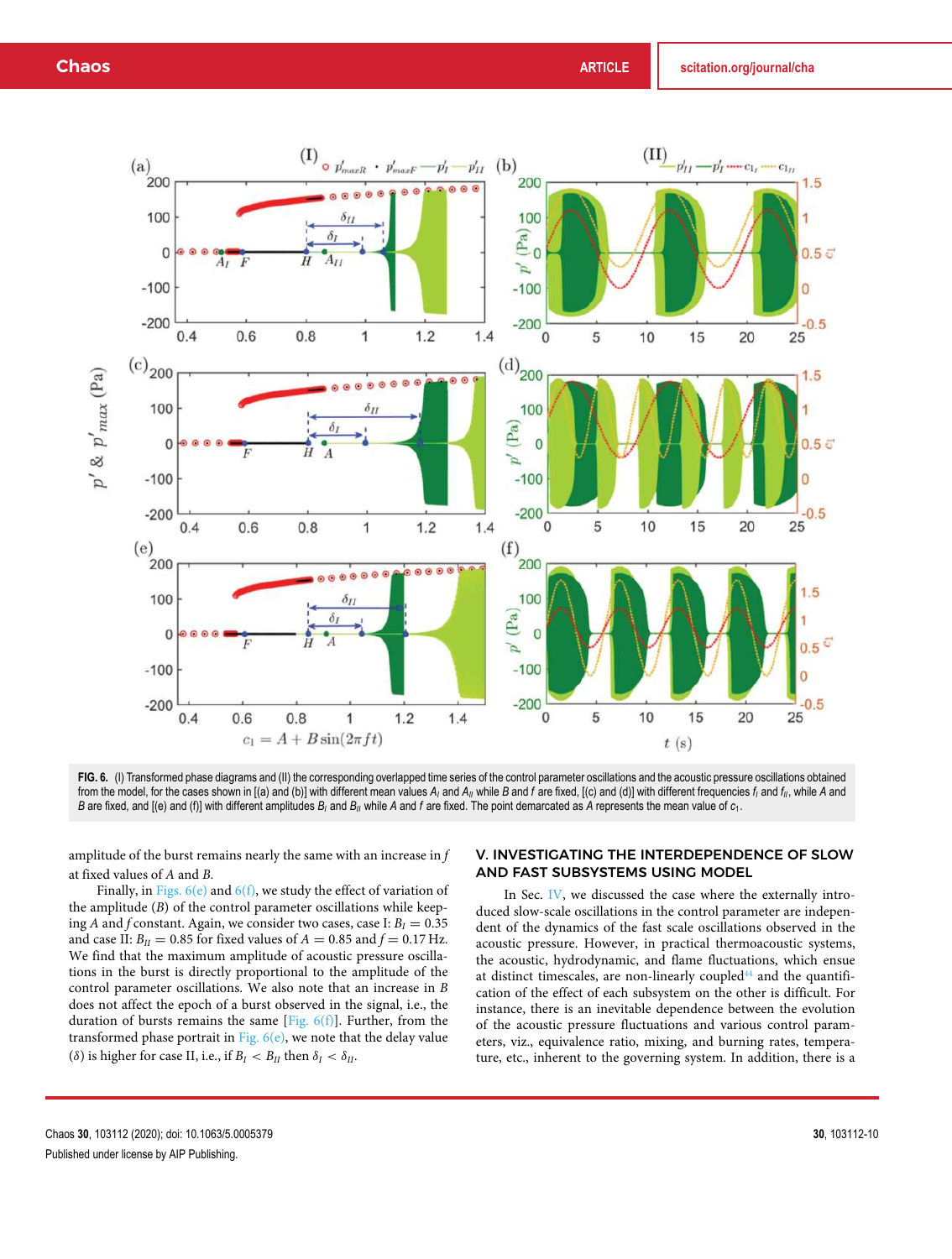FIG. 6. (I) Transformed phase diagrams and (II) the corresponding overlapped time series of the control parameter oscillations and the acoustic pressure oscillations obtained from the model, for the cases shown in [(a) and (b)] with different mean values $A_I$ and $A_{II}$ while $B$ and $f$ are fixed, [(c) and (d)] with different frequencies $f_I$ and $f_{II}$, while $A$ and $B$ are fixed, and [(e) and (f)] with different amplitudes $B_I$ and $B_{II}$ while $A$ and $f$ are fixed. The point demarcated as $A$ represents the mean value of $c_1$.

amplitude of the burst remains nearly the same with an increase in $f$ at fixed values of $A$ and $B$.

Finally, in Figs. 6(e) and 6(f), we study the effect of variation of the amplitude ($B$) of the control parameter oscillations while keeping $A$ and $f$ constant. Again, we consider two cases, case I: $B_I = 0.35$ and case II: $B_{II} = 0.85$ for fixed values of $A = 0.85$ and $f = 0.17$ Hz. We find that the maximum amplitude of acoustic pressure oscillations in the burst is directly proportional to the amplitude of the control parameter oscillations. We also note that an increase in $B$ does not affect the epoch of a burst observed in the signal, i.e., the duration of bursts remains the same [Fig. 6(f)]. Further, from the transformed phase portrait in Fig. 6(e), we note that the delay value ($\delta$) is higher for case II, i.e., if $B_I < B_{II}$ then $\delta_I < \delta_{II}$.

## V. INVESTIGATING THE INTERDEPENDENCE OF SLOW AND FAST SUBSYSTEMS USING MODEL

In Sec. IV, we discussed the case where the externally introduced slow-scale oscillations in the control parameter are independent of the dynamics of the fast scale oscillations observed in the acoustic pressure. However, in practical thermoacoustic systems, the acoustic, hydrodynamic, and flame fluctuations, which ensue at distinct timescales, are non-linearly coupled[44] and the quantification of the effect of each subsystem on the other is difficult. For instance, there is an inevitable dependence between the evolution of the acoustic pressure fluctuations and various control parameters, viz., equivalence ratio, mixing, and burning rates, temperature, etc., inherent to the governing system. In addition, there is a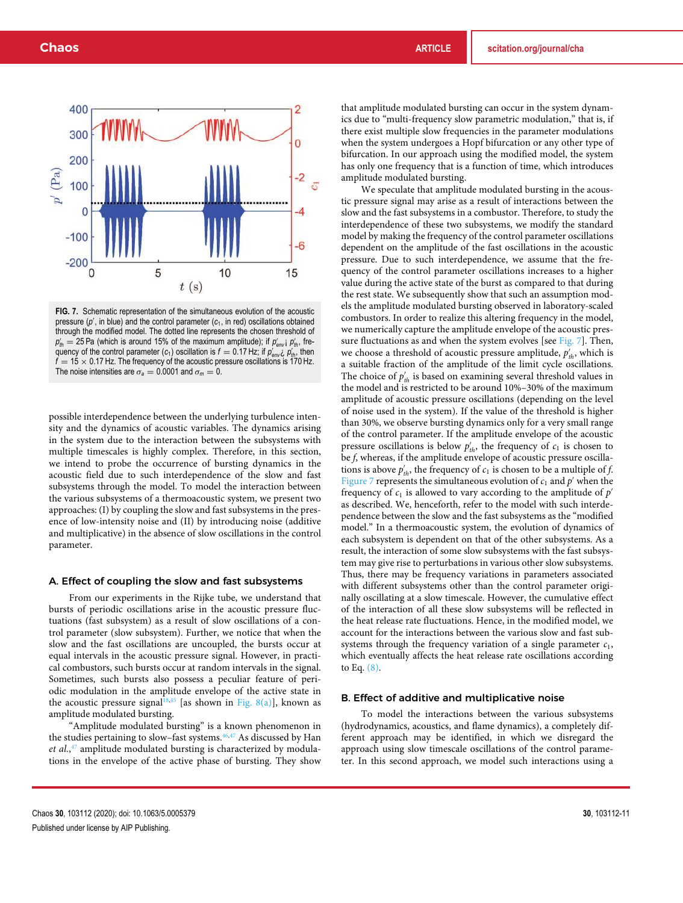FIG. 7. Schematic representation of the simultaneous evolution of the acoustic pressure ($p'$, in blue) and the control parameter ($c_1$, in red) oscillations obtained through the modified model. The dotted line represents the chosen threshold of $p'_{th} = 25$ Pa (which is around 15% of the maximum amplitude); if $p'_{env} < p'_{th}$, frequency of the control parameter ($c_1$) oscillation is $f = 0.17$ Hz; if $p'_{env} > p'_{th}$, then $f = 15 \times 0.17$ Hz. The frequency of the acoustic pressure oscillations is 170 Hz. The noise intensities are $\sigma_a = 0.0001$ and $\sigma_m = 0$.

possible interdependence between the underlying turbulence intensity and the dynamics of acoustic variables. The dynamics arising in the system due to the interaction between the subsystems with multiple timescales is highly complex. Therefore, in this section, we intend to probe the occurrence of bursting dynamics in the acoustic field due to such interdependence of the slow and fast subsystems through the model. To model the interaction between the various subsystems of a thermoacoustic system, we present two approaches: (I) by coupling the slow and fast subsystems in the presence of low-intensity noise and (II) by introducing noise (additive and multiplicative) in the absence of slow oscillations in the control parameter.

### A. Effect of coupling the slow and fast subsystems

From our experiments in the Rijke tube, we understand that bursts of periodic oscillations arise in the acoustic pressure fluctuations (fast subsystem) as a result of slow oscillations of a control parameter (slow subsystem). Further, we notice that when the slow and the fast oscillations are uncoupled, the bursts occur at equal intervals in the acoustic pressure signal. However, in practical combustors, such bursts occur at random intervals in the signal. Sometimes, such bursts also possess a peculiar feature of periodic modulation in the amplitude envelope of the active state in the acoustic pressure signal[18,45] [as shown in Fig. 8(a)], known as amplitude modulated bursting.

"Amplitude modulated bursting" is a known phenomenon in the studies pertaining to slow–fast systems.[46,47] As discussed by Han *et al.*,[47] amplitude modulated bursting is characterized by modulations in the envelope of the active phase of bursting. They show that amplitude modulated bursting can occur in the system dynamics due to "multi-frequency slow parametric modulation," that is, if there exist multiple slow frequencies in the parameter modulations when the system undergoes a Hopf bifurcation or any other type of bifurcation. In our approach using the modified model, the system has only one frequency that is a function of time, which introduces amplitude modulated bursting.

We speculate that amplitude modulated bursting in the acoustic pressure signal may arise as a result of interactions between the slow and the fast subsystems in a combustor. Therefore, to study the interdependence of these two subsystems, we modify the standard model by making the frequency of the control parameter oscillations dependent on the amplitude of the fast oscillations in the acoustic pressure. Due to such interdependence, we assume that the frequency of the control parameter oscillations increases to a higher value during the active state of the burst as compared to that during the rest state. We subsequently show that such an assumption models the amplitude modulated bursting observed in laboratory-scaled combustors. In order to realize this altering frequency in the model, we numerically capture the amplitude envelope of the acoustic pressure fluctuations as and when the system evolves [see Fig. 7]. Then, we choose a threshold of acoustic pressure amplitude, $p'_{th}$, which is a suitable fraction of the amplitude of the limit cycle oscillations. The choice of $p'_{th}$ is based on examining several threshold values in the model and is restricted to be around 10%–30% of the maximum amplitude of acoustic pressure oscillations (depending on the level of noise used in the system). If the value of the threshold is higher than 30%, we observe bursting dynamics only for a very small range of the control parameter. If the amplitude envelope of the acoustic pressure oscillations is below $p'_{th}$, the frequency of $c_1$ is chosen to be $f$, whereas, if the amplitude envelope of acoustic pressure oscillations is above $p'_{th}$, the frequency of $c_1$ is chosen to be a multiple of $f$. Figure 7 represents the simultaneous evolution of $c_1$ and $p'$ when the frequency of $c_1$ is allowed to vary according to the amplitude of $p'$ as described. We, henceforth, refer to the model with such interdependence between the slow and the fast subsystems as the "modified model." In a thermoacoustic system, the evolution of dynamics of each subsystem is dependent on that of the other subsystems. As a result, the interaction of some slow subsystems with the fast subsystem may give rise to perturbations in various other slow subsystems. Thus, there may be frequency variations in parameters associated with different subsystems other than the control parameter originally oscillating at a slow timescale. However, the cumulative effect of the interaction of all these slow subsystems will be reflected in the heat release rate fluctuations. Hence, in the modified model, we account for the interactions between the various slow and fast subsystems through the frequency variation of a single parameter $c_1$, which eventually affects the heat release rate oscillations according to Eq. (8).

### B. Effect of additive and multiplicative noise

To model the interactions between the various subsystems (hydrodynamics, acoustics, and flame dynamics), a completely different approach may be identified, in which we disregard the approach using slow timescale oscillations of the control parameter. In this second approach, we model such interactions using a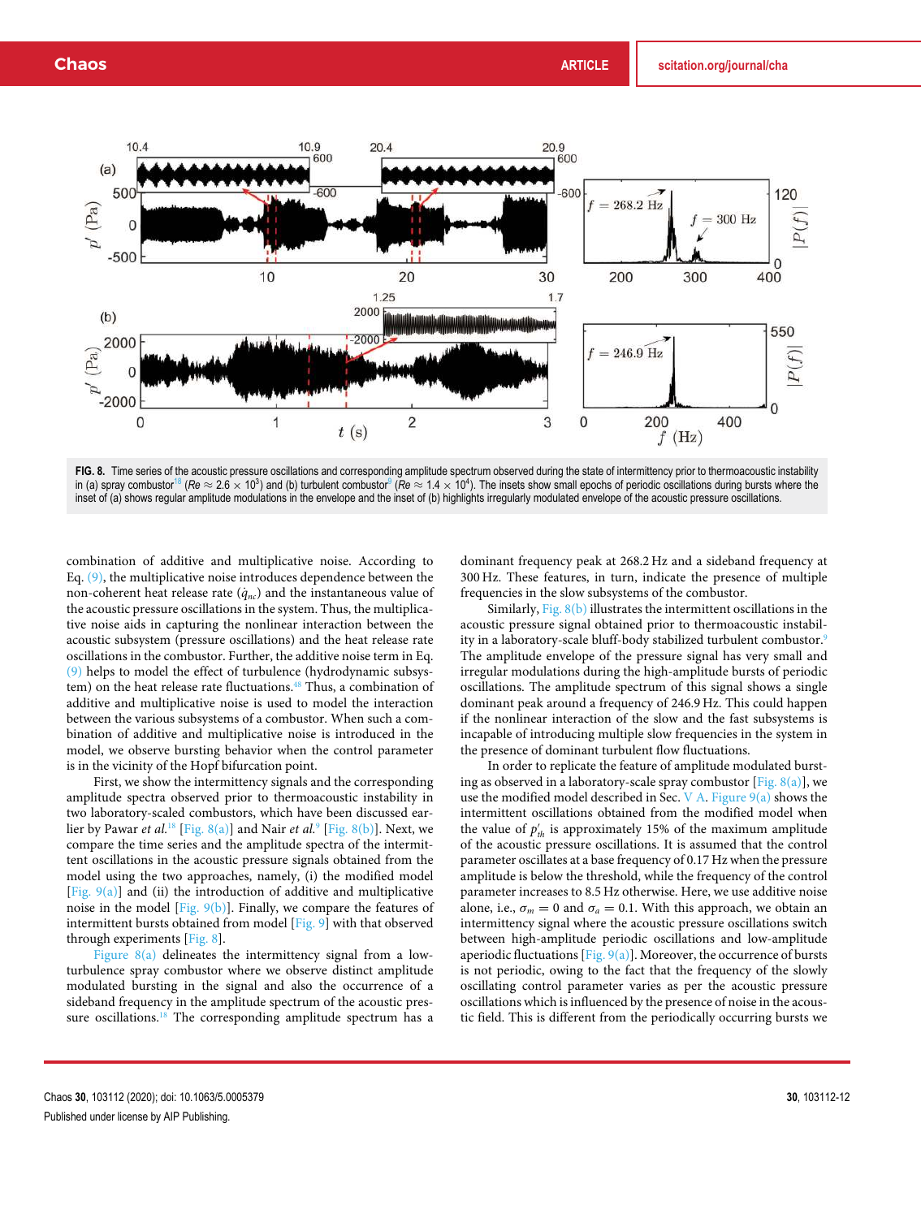FIG. 8. Time series of the acoustic pressure oscillations and corresponding amplitude spectrum observed during the state of intermittency prior to thermoacoustic instability in (a) spray combustor[18] ($Re \approx 2.6 \times 10^3$) and (b) turbulent combustor[9] ($Re \approx 1.4 \times 10^4$). The insets show small epochs of periodic oscillations during bursts where the inset of (a) shows regular amplitude modulations in the envelope and the inset of (b) highlights irregularly modulated envelope of the acoustic pressure oscillations.

combination of additive and multiplicative noise. According to Eq. (9), the multiplicative noise introduces dependence between the non-coherent heat release rate ($\dot{q}_{nc}$) and the instantaneous value of the acoustic pressure oscillations in the system. Thus, the multiplicative noise aids in capturing the nonlinear interaction between the acoustic subsystem (pressure oscillations) and the heat release rate oscillations in the combustor. Further, the additive noise term in Eq. (9) helps to model the effect of turbulence (hydrodynamic subsystem) on the heat release rate fluctuations.[18] Thus, a combination of additive and multiplicative noise is used to model the interaction between the various subsystems of a combustor. When such a combination of additive and multiplicative noise is introduced in the model, we observe bursting behavior when the control parameter is in the vicinity of the Hopf bifurcation point.

First, we show the intermittency signals and the corresponding amplitude spectra observed prior to thermoacoustic instability in two laboratory-scaled combustors, which have been discussed earlier by Pawar *et al.*[18] [Fig. 8(a)] and Nair *et al.*[9] [Fig. 8(b)]. Next, we compare the time series and the amplitude spectra of the intermittent oscillations in the acoustic pressure signals obtained from the model using the two approaches, namely, (i) the modified model [Fig. 9(a)] and (ii) the introduction of additive and multiplicative noise in the model [Fig. 9(b)]. Finally, we compare the features of intermittent bursts obtained from model [Fig. 9] with that observed through experiments [Fig. 8].

Figure 8(a) delineates the intermittency signal from a low-turbulence spray combustor where we observe distinct amplitude modulated bursting in the signal and also the occurrence of a sideband frequency in the amplitude spectrum of the acoustic pressure oscillations.[18] The corresponding amplitude spectrum has a dominant frequency peak at 268.2 Hz and a sideband frequency at 300 Hz. These features, in turn, indicate the presence of multiple frequencies in the slow subsystems of the combustor.

Similarly, Fig. 8(b) illustrates the intermittent oscillations in the acoustic pressure signal obtained prior to thermoacoustic instability in a laboratory-scale bluff-body stabilized turbulent combustor.[9] The amplitude envelope of the pressure signal has very small and irregular modulations during the high-amplitude bursts of periodic oscillations. The amplitude spectrum of this signal shows a single dominant peak around a frequency of 246.9 Hz. This could happen if the nonlinear interaction of the slow and the fast subsystems is incapable of introducing multiple slow frequencies in the system in the presence of dominant turbulent flow fluctuations.

In order to replicate the feature of amplitude modulated bursting as observed in a laboratory-scale spray combustor [Fig. 8(a)], we use the modified model described in Sec. V A. Figure 9(a) shows the intermittent oscillations obtained from the modified model when the value of $p'_{th}$ is approximately 15% of the maximum amplitude of the acoustic pressure oscillations. It is assumed that the control parameter oscillates at a base frequency of 0.17 Hz when the pressure amplitude is below the threshold, while the frequency of the control parameter increases to 8.5 Hz otherwise. Here, we use additive noise alone, i.e., $\sigma_m = 0$ and $\sigma_a = 0.1$. With this approach, we obtain an intermittency signal where the acoustic pressure oscillations switch between high-amplitude periodic oscillations and low-amplitude aperiodic fluctuations [Fig. 9(a)]. Moreover, the occurrence of bursts is not periodic, owing to the fact that the frequency of the slowly oscillating control parameter varies as per the acoustic pressure oscillations which is influenced by the presence of noise in the acoustic field. This is different from the periodically occurring bursts we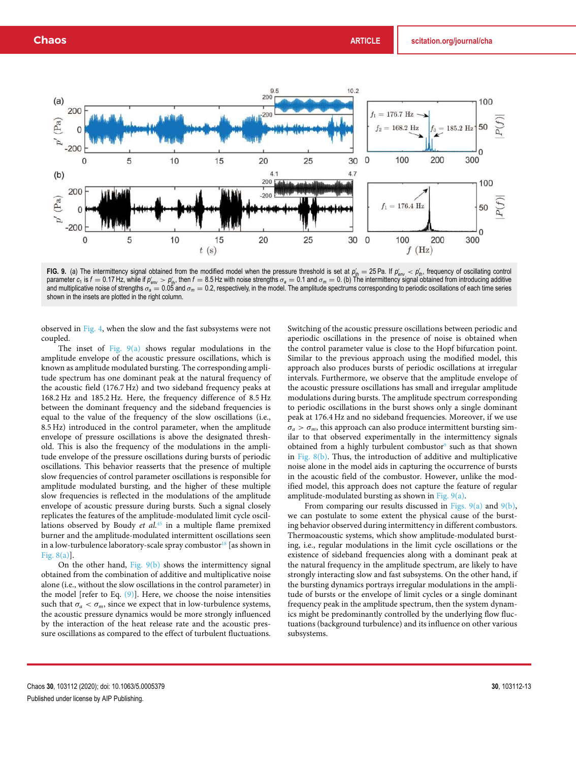**FIG. 9.** (a) The intermittency signal obtained from the modified model when the pressure threshold is set at $p'_{th} = 25$ Pa. If $p'_{env} < p'_{th}$, frequency of oscillating control parameter $c_1$ is $f = 0.17$ Hz, while if $p'_{env} > p'_{th}$, then $f = 8.5$ Hz with noise strengths $\sigma_a = 0.1$ and $\sigma_m = 0$. (b) The intermittency signal obtained from introducing additive and multiplicative noise of strengths $\sigma_a = 0.05$ and $\sigma_m = 0.2$, respectively, in the model. The amplitude spectrums corresponding to periodic oscillations of each time series shown in the insets are plotted in the right column.

observed in Fig. 4, when the slow and the fast subsystems were not coupled.

The inset of Fig. 9(a) shows regular modulations in the amplitude envelope of the acoustic pressure oscillations, which is known as amplitude modulated bursting. The corresponding amplitude spectrum has one dominant peak at the natural frequency of the acoustic field (176.7 Hz) and two sideband frequency peaks at 168.2 Hz and 185.2 Hz. Here, the frequency difference of 8.5 Hz between the dominant frequency and the sideband frequencies is equal to the value of the frequency of the slow oscillations (i.e., 8.5 Hz) introduced in the control parameter, when the amplitude envelope of pressure oscillations is above the designated threshold. This is also the frequency of the modulations in the amplitude envelope of the pressure oscillations during bursts of periodic oscillations. This behavior reasserts that the presence of multiple slow frequencies of control parameter oscillations is responsible for amplitude modulated bursting, and the higher of these multiple slow frequencies is reflected in the modulations of the amplitude envelope of acoustic pressure during bursts. Such a signal closely replicates the features of the amplitude-modulated limit cycle oscillations observed by Boudy *et al.*[45] in a multiple flame premixed burner and the amplitude-modulated intermittent oscillations seen in a low-turbulence laboratory-scale spray combustor[18] [as shown in Fig. 8(a)].

On the other hand, Fig. 9(b) shows the intermittency signal obtained from the combination of additive and multiplicative noise alone (i.e., without the slow oscillations in the control parameter) in the model [refer to Eq. (9)]. Here, we choose the noise intensities such that $\sigma_a < \sigma_m$, since we expect that in low-turbulence systems, the acoustic pressure dynamics would be more strongly influenced by the interaction of the heat release rate and the acoustic pressure oscillations as compared to the effect of turbulent fluctuations. Switching of the acoustic pressure oscillations between periodic and aperiodic oscillations in the presence of noise is obtained when the control parameter value is close to the Hopf bifurcation point. Similar to the previous approach using the modified model, this approach also produces bursts of periodic oscillations at irregular intervals. Furthermore, we observe that the amplitude envelope of the acoustic pressure oscillations has small and irregular amplitude modulations during bursts. The amplitude spectrum corresponding to periodic oscillations in the burst shows only a single dominant peak at 176.4 Hz and no sideband frequencies. Moreover, if we use $\sigma_a > \sigma_m$, this approach can also produce intermittent bursting similar to that observed experimentally in the intermittency signals obtained from a highly turbulent combustor[9] such as that shown in Fig. 8(b). Thus, the introduction of additive and multiplicative noise alone in the model aids in capturing the occurrence of bursts in the acoustic field of the combustor. However, unlike the modified model, this approach does not capture the feature of regular amplitude-modulated bursting as shown in Fig. 9(a).

From comparing our results discussed in Figs. 9(a) and 9(b), we can postulate to some extent the physical cause of the bursting behavior observed during intermittency in different combustors. Thermoacoustic systems, which show amplitude-modulated bursting, i.e., regular modulations in the limit cycle oscillations or the existence of sideband frequencies along with a dominant peak at the natural frequency in the amplitude spectrum, are likely to have strongly interacting slow and fast subsystems. On the other hand, if the bursting dynamics portrays irregular modulations in the amplitude of bursts or the envelope of limit cycles or a single dominant frequency peak in the amplitude spectrum, then the system dynamics might be predominantly controlled by the underlying flow fluctuations (background turbulence) and its influence on other various subsystems.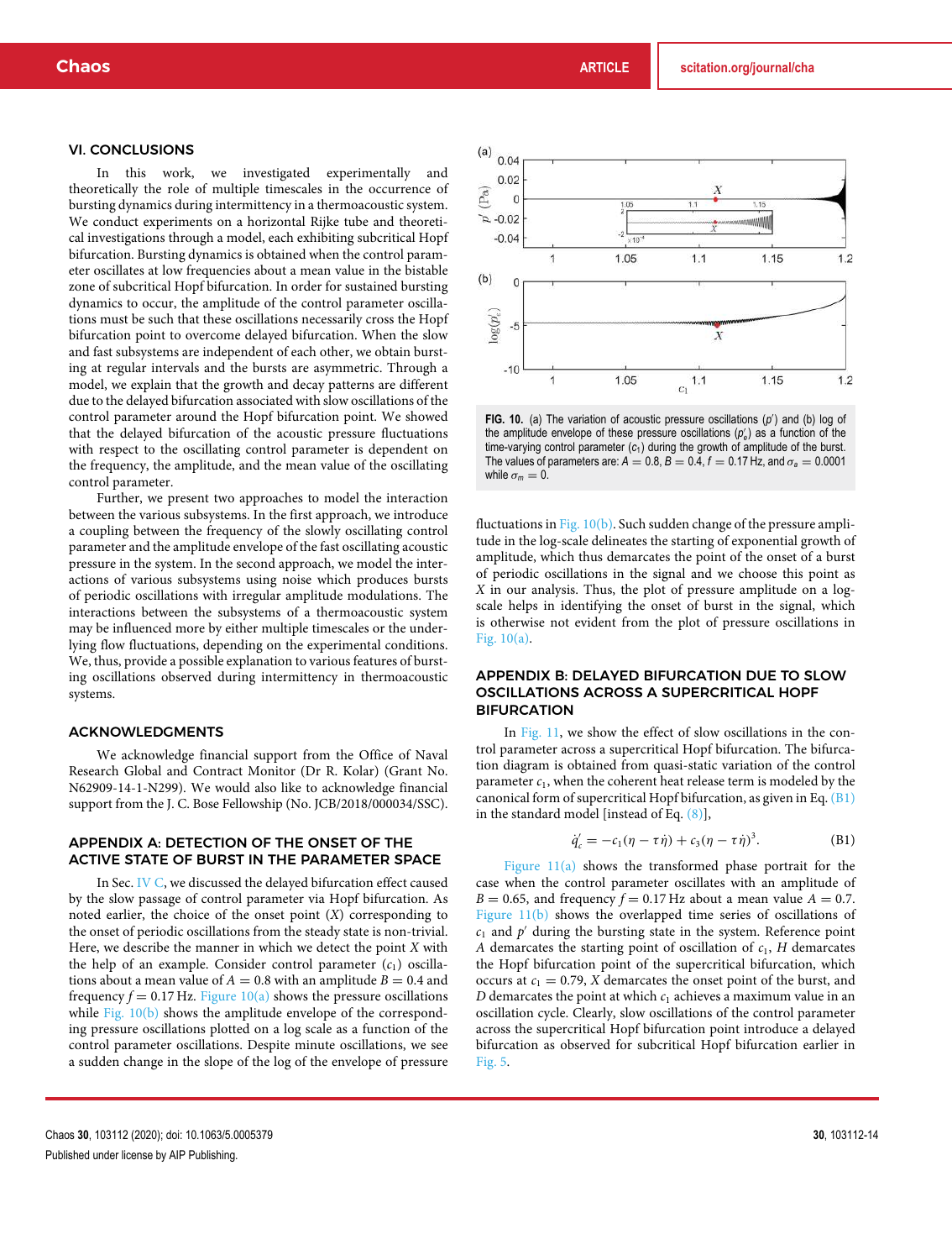## VI. CONCLUSIONS

In this work, we investigated experimentally and theoretically the role of multiple timescales in the occurrence of bursting dynamics during intermittency in a thermoacoustic system. We conduct experiments on a horizontal Rijke tube and theoretical investigations through a model, each exhibiting subcritical Hopf bifurcation. Bursting dynamics is obtained when the control parameter oscillates at low frequencies about a mean value in the bistable zone of subcritical Hopf bifurcation. In order for sustained bursting dynamics to occur, the amplitude of the control parameter oscillations must be such that these oscillations necessarily cross the Hopf bifurcation point to overcome delayed bifurcation. When the slow and fast subsystems are independent of each other, we obtain bursting at regular intervals and the bursts are asymmetric. Through a model, we explain that the growth and decay patterns are different due to the delayed bifurcation associated with slow oscillations of the control parameter around the Hopf bifurcation point. We showed that the delayed bifurcation of the acoustic pressure fluctuations with respect to the oscillating control parameter is dependent on the frequency, the amplitude, and the mean value of the oscillating control parameter.

Further, we present two approaches to model the interaction between the various subsystems. In the first approach, we introduce a coupling between the frequency of the slowly oscillating control parameter and the amplitude envelope of the fast oscillating acoustic pressure in the system. In the second approach, we model the interactions of various subsystems using noise which produces bursts of periodic oscillations with irregular amplitude modulations. The interactions between the subsystems of a thermoacoustic system may be influenced more by either multiple timescales or the underlying flow fluctuations, depending on the experimental conditions. We, thus, provide a possible explanation to various features of bursting oscillations observed during intermittency in thermoacoustic systems.

## ACKNOWLEDGMENTS

We acknowledge financial support from the Office of Naval Research Global and Contract Monitor (Dr R. Kolar) (Grant No. N62909-14-1-N299). We would also like to acknowledge financial support from the J. C. Bose Fellowship (No. JCB/2018/000034/SSC).

## APPENDIX A: DETECTION OF THE ONSET OF THE ACTIVE STATE OF BURST IN THE PARAMETER SPACE

In Sec. IV C, we discussed the delayed bifurcation effect caused by the slow passage of control parameter via Hopf bifurcation. As noted earlier, the choice of the onset point ($X$) corresponding to the onset of periodic oscillations from the steady state is non-trivial. Here, we describe the manner in which we detect the point $X$ with the help of an example. Consider control parameter ($c_1$) oscillations about a mean value of $A = 0.8$ with an amplitude $B = 0.4$ and frequency $f = 0.17$ Hz. Figure 10(a) shows the pressure oscillations while Fig. 10(b) shows the amplitude envelope of the corresponding pressure oscillations plotted on a log scale as a function of the control parameter oscillations. Despite minute oscillations, we see a sudden change in the slope of the log of the envelope of pressure fluctuations in Fig. 10(b). Such sudden change of the pressure amplitude in the log-scale delineates the starting of exponential growth of amplitude, which thus demarcates the point of the onset of a burst of periodic oscillations in the signal and we choose this point as $X$ in our analysis. Thus, the plot of pressure amplitude on a log-scale helps in identifying the onset of burst in the signal, which is otherwise not evident from the plot of pressure oscillations in Fig. 10(a).

FIG. 10. (a) The variation of acoustic pressure oscillations ($p'$) and (b) log of the amplitude envelope of these pressure oscillations ($p'_e$) as a function of the time-varying control parameter ($c_1$) during the growth of amplitude of the burst. The values of parameters are: $A = 0.8$, $B = 0.4$, $f = 0.17$ Hz, and $\sigma_a = 0.0001$ while $\sigma_m = 0$.

## APPENDIX B: DELAYED BIFURCATION DUE TO SLOW OSCILLATIONS ACROSS A SUPERCRITICAL HOPF BIFURCATION

In Fig. 11, we show the effect of slow oscillations in the control parameter across a supercritical Hopf bifurcation. The bifurcation diagram is obtained from quasi-static variation of the control parameter $c_1$, when the coherent heat release term is modeled by the canonical form of supercritical Hopf bifurcation, as given in Eq. (B1) in the standard model [instead of Eq. (8)],

$$\dot{q}'_c = -c_1(\eta - \tau\dot{\eta}) + c_3(\eta - \tau\dot{\eta})^3. \tag{B1}$$

Figure 11(a) shows the transformed phase portrait for the case when the control parameter oscillates with an amplitude of $B = 0.65$, and frequency $f = 0.17$ Hz about a mean value $A = 0.7$. Figure 11(b) shows the overlapped time series of oscillations of $c_1$ and $p'$ during the bursting state in the system. Reference point $A$ demarcates the starting point of oscillation of $c_1$, $H$ demarcates the Hopf bifurcation point of the supercritical bifurcation, which occurs at $c_1 = 0.79$, $X$ demarcates the onset point of the burst, and $D$ demarcates the point at which $c_1$ achieves a maximum value in an oscillation cycle. Clearly, slow oscillations of the control parameter across the supercritical Hopf bifurcation point introduce a delayed bifurcation as observed for subcritical Hopf bifurcation earlier in Fig. 5.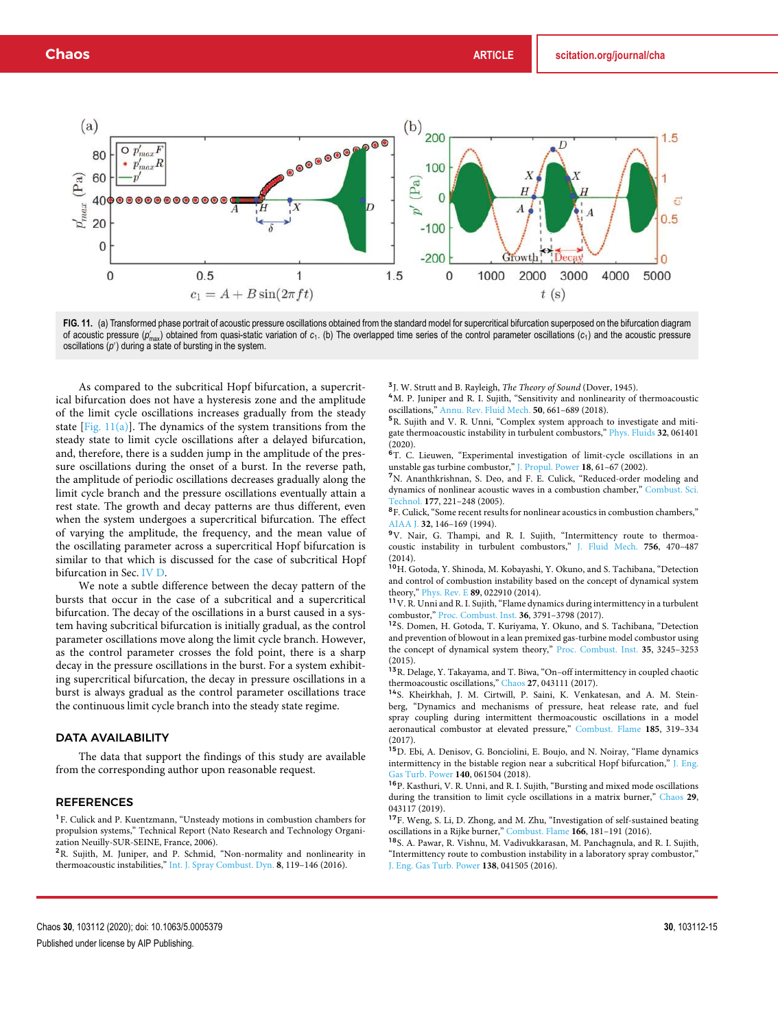FIG. 11. (a) Transformed phase portrait of acoustic pressure oscillations obtained from the standard model for supercritical bifurcation superposed on the bifurcation diagram of acoustic pressure ($p'_{max}$) obtained from quasi-static variation of $c_1$. (b) The overlapped time series of the control parameter oscillations ($c_1$) and the acoustic pressure oscillations ($p'$) during a state of bursting in the system.

As compared to the subcritical Hopf bifurcation, a supercritical bifurcation does not have a hysteresis zone and the amplitude of the limit cycle oscillations increases gradually from the steady state [Fig. 11(a)]. The dynamics of the system transitions from the steady state to limit cycle oscillations after a delayed bifurcation, and, therefore, there is a sudden jump in the amplitude of the pressure oscillations during the onset of a burst. In the reverse path, the amplitude of periodic oscillations decreases gradually along the limit cycle branch and the pressure oscillations eventually attain a rest state. The growth and decay patterns are thus different, even when the system undergoes a supercritical bifurcation. The effect of varying the amplitude, the frequency, and the mean value of the oscillating parameter across a supercritical Hopf bifurcation is similar to that which is discussed for the case of subcritical Hopf bifurcation in Sec. IV D.

We note a subtle difference between the decay pattern of the bursts that occur in the case of a subcritical and a supercritical bifurcation. The decay of the oscillations in a burst caused in a system having subcritical bifurcation is initially gradual, as the control parameter oscillations move along the limit cycle branch. However, as the control parameter crosses the fold point, there is a sharp decay in the pressure oscillations in the burst. For a system exhibiting supercritical bifurcation, the decay in pressure oscillations in a burst is always gradual as the control parameter oscillations trace the continuous limit cycle branch into the steady state regime.

## DATA AVAILABILITY

The data that support the findings of this study are available from the corresponding author upon reasonable request.

## REFERENCES

[1] F. Culick and P. Kuentzmann, "Unsteady motions in combustion chambers for propulsion systems," Technical Report (Nato Research and Technology Organization Neuilly-SUR-SEINE, France, 2006).

[2] R. Sujith, M. Juniper, and P. Schmid, "Non-normality and nonlinearity in thermoacoustic instabilities," Int. J. Spray Combust. Dyn. **8**, 119–146 (2016).

[3] J. W. Strutt and B. Rayleigh, *The Theory of Sound* (Dover, 1945).

[4] M. P. Juniper and R. I. Sujith, "Sensitivity and nonlinearity of thermoacoustic oscillations," Annu. Rev. Fluid Mech. **50**, 661–689 (2018).

[5] R. Sujith and V. R. Unni, "Complex system approach to investigate and mitigate thermoacoustic instability in turbulent combustors," Phys. Fluids **32**, 061401 (2020).

[6] T. C. Lieuwen, "Experimental investigation of limit-cycle oscillations in an unstable gas turbine combustor," J. Propul. Power **18**, 61–67 (2002).

[7] N. Ananthkrishnan, S. Deo, and F. E. Culick, "Reduced-order modeling and dynamics of nonlinear acoustic waves in a combustion chamber," Combust. Sci. Technol. **177**, 221–248 (2005).

[8] F. Culick, "Some recent results for nonlinear acoustics in combustion chambers," AIAA J. **32**, 146–169 (1994).

[9] V. Nair, G. Thampi, and R. I. Sujith, "Intermittency route to thermoacoustic instability in turbulent combustors," J. Fluid Mech. **756**, 470–487 (2014).

[10] H. Gotoda, Y. Shinoda, M. Kobayashi, Y. Okuno, and S. Tachibana, "Detection and control of combustion instability based on the concept of dynamical system theory," Phys. Rev. E **89**, 022910 (2014).

[11] V. R. Unni and R. I. Sujith, "Flame dynamics during intermittency in a turbulent combustor," Proc. Combust. Inst. **36**, 3791–3798 (2017).

[12] S. Domen, H. Gotoda, T. Kuriyama, Y. Okuno, and S. Tachibana, "Detection and prevention of blowout in a lean premixed gas-turbine model combustor using the concept of dynamical system theory," Proc. Combust. Inst. **35**, 3245–3253 (2015).

[13] R. Delage, Y. Takayama, and T. Biwa, "On–off intermittency in coupled chaotic thermoacoustic oscillations," Chaos **27**, 043111 (2017).

[14] S. Kheirkhah, J. M. Cirtwill, P. Saini, K. Venkatesan, and A. M. Steinberg, "Dynamics and mechanisms of pressure, heat release rate, and fuel spray coupling during intermittent thermoacoustic oscillations in a model aeronautical combustor at elevated pressure," Combust. Flame **185**, 319–334 (2017).

[15] D. Ebi, A. Denisov, G. Bonciolini, E. Boujo, and N. Noiray, "Flame dynamics intermittency in the bistable region near a subcritical Hopf bifurcation," J. Eng. Gas Turb. Power **140**, 061504 (2018).

[16] P. Kasthuri, V. R. Unni, and R. I. Sujith, "Bursting and mixed mode oscillations during the transition to limit cycle oscillations in a matrix burner," Chaos **29**, 043117 (2019).

[17] F. Weng, S. Li, D. Zhong, and M. Zhu, "Investigation of self-sustained beating oscillations in a Rijke burner," Combust. Flame **166**, 181–191 (2016).

[18] S. A. Pawar, R. Vishnu, M. Vadivukkarasan, M. Panchagnula, and R. I. Sujith, "Intermittency route to combustion instability in a laboratory spray combustor," J. Eng. Gas Turb. Power **138**, 041505 (2016).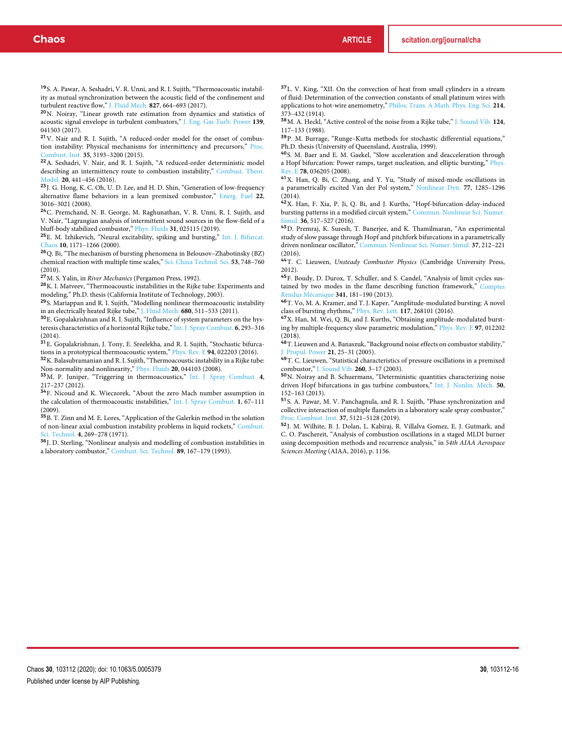[19] S. A. Pawar, A. Seshadri, V. R. Unni, and R. I. Sujith, "Thermoacoustic instability as mutual synchronization between the acoustic field of the confinement and turbulent reactive flow," J. Fluid Mech. **827**, 664–693 (2017).

[20] N. Noiray, "Linear growth rate estimation from dynamics and statistics of acoustic signal envelope in turbulent combustors," J. Eng. Gas Turb. Power **139**, 041503 (2017).

[21] V. Nair and R. I. Sujith, "A reduced-order model for the onset of combustion instability: Physical mechanisms for intermittency and precursors," Proc. Combust. Inst. **35**, 3193–3200 (2015).

[22] A. Seshadri, V. Nair, and R. I. Sujith, "A reduced-order deterministic model describing an intermittency route to combustion instability," Combust. Theor. Model. **20**, 441–456 (2016).

[23] J. G. Hong, K. C. Oh, U. D. Lee, and H. D. Shin, "Generation of low-frequency alternative flame behaviors in a lean premixed combustor," Energ. Fuel **22**, 3016–3021 (2008).

[24] C. Premchand, N. B. George, M. Raghunathan, V. R. Unni, R. I. Sujith, and V. Nair, "Lagrangian analysis of intermittent sound sources in the flow-field of a bluff-body stabilized combustor," Phys. Fluids **31**, 025115 (2019).

[25] E. M. Izhikevich, "Neural excitability, spiking and bursting," Int. J. Bifurcat. Chaos **10**, 1171–1266 (2000).

[26] Q. Bi, "The mechanism of bursting phenomena in Belousov–Zhabotinsky (BZ) chemical reaction with multiple time scales," Sci. China Technol. Sci. **53**, 748–760 (2010).

[27] M. S. Yalin, in *River Mechanics* (Pergamon Press, 1992).

[28] K. I. Matveev, "Thermoacoustic instabilities in the Rijke tube: Experiments and modeling," Ph.D. thesis (California Institute of Technology, 2003).

[29] S. Mariappan and R. I. Sujith, "Modelling nonlinear thermoacoustic instability in an electrically heated Rijke tube," J. Fluid Mech. **680**, 511–533 (2011).

[30] E. Gopalakrishnan and R. I. Sujith, "Influence of system parameters on the hysteresis characteristics of a horizontal Rijke tube," Int. J. Spray Combust. **6**, 293–316 (2014).

[31] E. Gopalakrishnan, J. Tony, E. Sreelekha, and R. I. Sujith, "Stochastic bifurcations in a prototypical thermoacoustic system," Phys. Rev. E **94**, 022203 (2016).

[32] K. Balasubramanian and R. I. Sujith, "Thermoacoustic instability in a Rijke tube: Non-normality and nonlinearity," Phys. Fluids **20**, 044103 (2008).

[33] M. P. Juniper, "Triggering in thermoacoustics," Int. J. Spray Combust. **4**, 217–237 (2012).

[34] F. Nicoud and K. Wieczorek, "About the zero Mach number assumption in the calculation of thermoacoustic instabilities," Int. J. Spray Combust. **1**, 67–111 (2009).

[35] B. T. Zinn and M. E. Lores, "Application of the Galerkin method in the solution of non-linear axial combustion instability problems in liquid rockets," Combust. Sci. Technol. **4**, 269–278 (1971).

[36] J. D. Sterling, "Nonlinear analysis and modelling of combustion instabilities in a laboratory combustor," Combust. Sci. Technol. **89**, 167–179 (1993).

[37] L. V. King, "XII. On the convection of heat from small cylinders in a stream of fluid: Determination of the convection constants of small platinum wires with applications to hot-wire anemometry," Philos. Trans. A Math. Phys. Eng. Sci. **214**, 373–432 (1914).

[38] M. A. Heckl, "Active control of the noise from a Rijke tube," J. Sound Vib. **124**, 117–133 (1988).

[39] P. M. Burrage, "Runge–Kutta methods for stochastic differential equations," Ph.D. thesis (University of Queensland, Australia, 1999).

[40] S. M. Baer and E. M. Gaekel, "Slow acceleration and deacceleration through a Hopf bifurcation: Power ramps, target nucleation, and elliptic bursting," Phys. Rev. E **78**, 036205 (2008).

[41] X. Han, Q. Bi, C. Zhang, and Y. Yu, "Study of mixed-mode oscillations in a parametrically excited Van der Pol system," Nonlinear Dyn. **77**, 1285–1296 (2014).

[42] X. Han, F. Xia, P. Ji, Q. Bi, and J. Kurths, "Hopf-bifurcation-delay-induced bursting patterns in a modified circuit system," Commun. Nonlinear Sci. Numer. Simul. **36**, 517–527 (2016).

[43] D. Premraj, K. Suresh, T. Banerjee, and K. Thamilmaran, "An experimental study of slow passage through Hopf and pitchfork bifurcations in a parametrically driven nonlinear oscillator," Commun. Nonlinear Sci. Numer. Simul. **37**, 212–221 (2016).

[44] T. C. Lieuwen, *Unsteady Combustor Physics* (Cambridge University Press, 2012).

[45] F. Boudy, D. Durox, T. Schuller, and S. Candel, "Analysis of limit cycles sustained by two modes in the flame describing function framework," Comptes Rendus Mécanique **341**, 181–190 (2013).

[46] T. Vo, M. A. Kramer, and T. J. Kaper, "Amplitude-modulated bursting: A novel class of bursting rhythms," Phys. Rev. Lett. **117**, 268101 (2016).

[47] X. Han, M. Wei, Q. Bi, and J. Kurths, "Obtaining amplitude-modulated bursting by multiple-frequency slow parametric modulation," Phys. Rev. E **97**, 012202 (2018).

[48] T. Lieuwen and A. Banaszuk, "Background noise effects on combustor stability," J. Propul. Power **21**, 25–31 (2005).

[49] T. C. Lieuwen, "Statistical characteristics of pressure oscillations in a premixed combustor," J. Sound Vib. **260**, 3–17 (2003).

[50] N. Noiray and B. Schuermans, "Deterministic quantities characterizing noise driven Hopf bifurcations in gas turbine combustors," Int. J. Nonlin. Mech. **50**, 152–163 (2013).

[51] S. A. Pawar, M. V. Panchagnula, and R. I. Sujith, "Phase synchronization and collective interaction of multiple flamelets in a laboratory scale spray combustor," Proc. Combust. Inst. **37**, 5121–5128 (2019).

[52] J. M. Wilhite, B. J. Dolan, L. Kabiraj, R. Villalva Gomez, E. J. Gutmark, and C. O. Paschereit, "Analysis of combustion oscillations in a staged MLDI burner using decomposition methods and recurrence analysis," in *54th AIAA Aerospace Sciences Meeting* (AIAA, 2016), p. 1156.